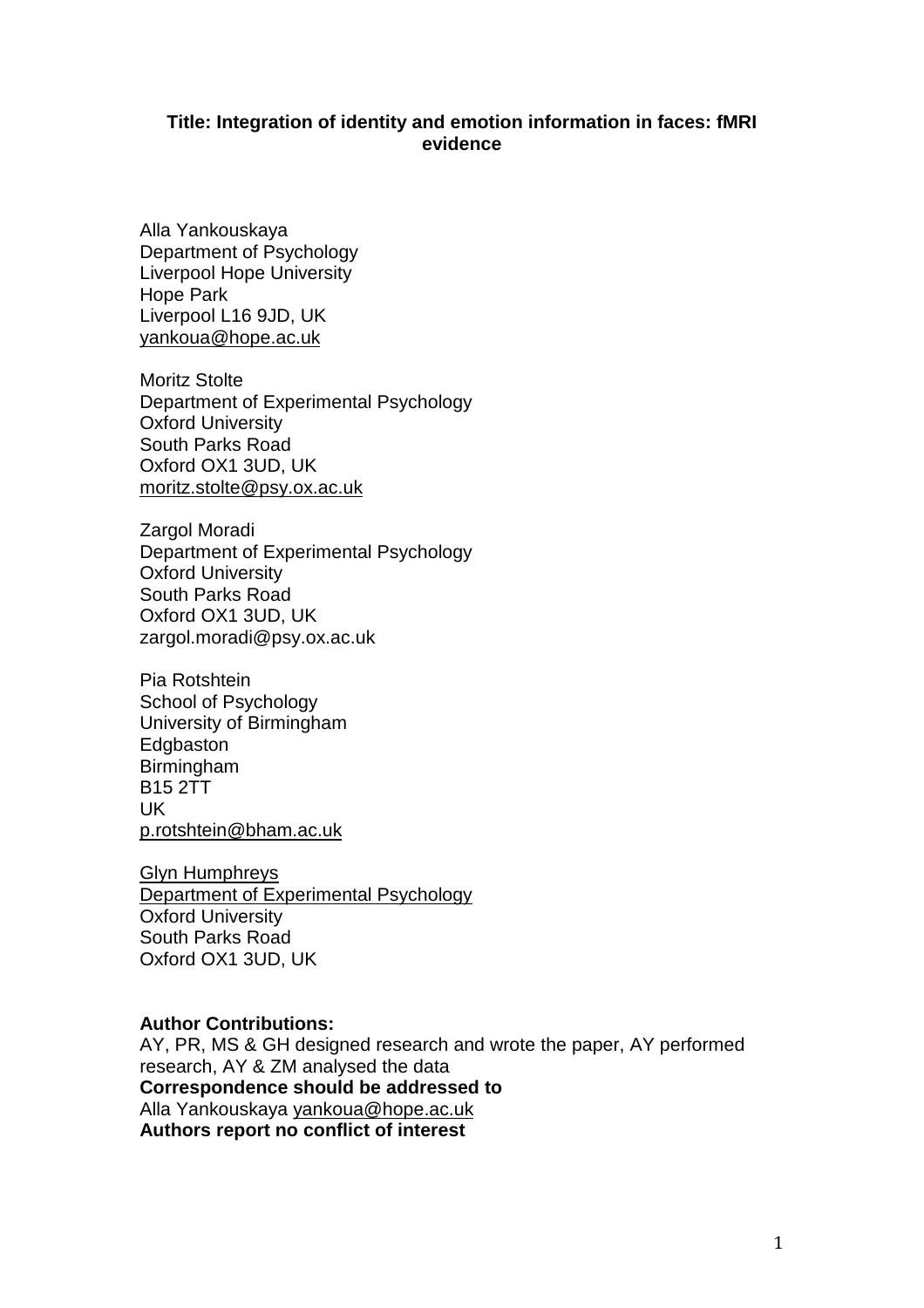**Title: Integration of identity and emotion information in faces: fMRI evidence**

Alla Yankouskaya
Department of Psychology
Liverpool Hope University
Hope Park
Liverpool L16 9JD, UK
yankoua@hope.ac.uk

Moritz Stolte
Department of Experimental Psychology
Oxford University
South Parks Road
Oxford OX1 3UD, UK
moritz.stolte@psy.ox.ac.uk

Zargol Moradi
Department of Experimental Psychology
Oxford University
South Parks Road
Oxford OX1 3UD, UK
zargol.moradi@psy.ox.ac.uk

Pia Rotshtein
School of Psychology
University of Birmingham
Edgbaston
Birmingham
B15 2TT
UK
p.rotshtein@bham.ac.uk

Glyn Humphreys
Department of Experimental Psychology
Oxford University
South Parks Road
Oxford OX1 3UD, UK

**Author Contributions:**
AY, PR, MS & GH designed research and wrote the paper, AY performed research, AY & ZM analysed the data
**Correspondence should be addressed to**
Alla Yankouskaya yankoua@hope.ac.uk
**Authors report no conflict of interest**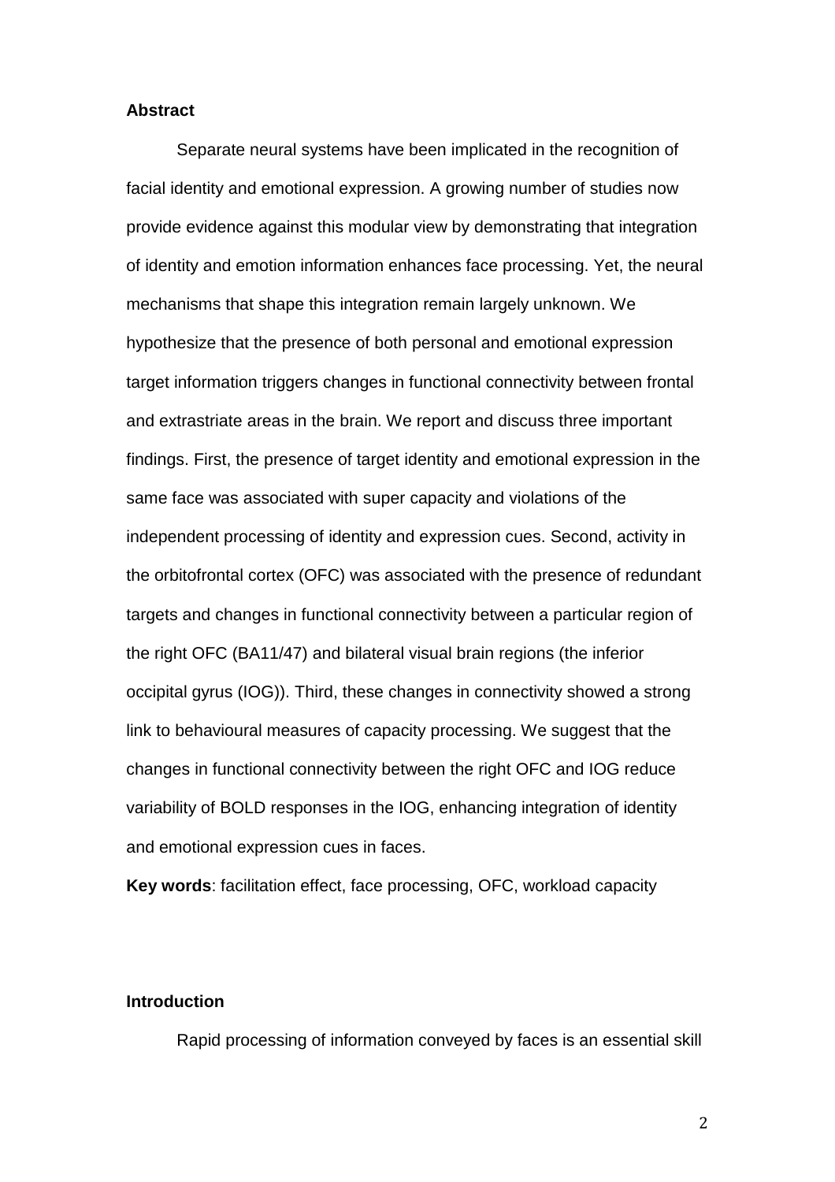## Abstract

Separate neural systems have been implicated in the recognition of facial identity and emotional expression. A growing number of studies now provide evidence against this modular view by demonstrating that integration of identity and emotion information enhances face processing. Yet, the neural mechanisms that shape this integration remain largely unknown. We hypothesize that the presence of both personal and emotional expression target information triggers changes in functional connectivity between frontal and extrastriate areas in the brain. We report and discuss three important findings. First, the presence of target identity and emotional expression in the same face was associated with super capacity and violations of the independent processing of identity and expression cues. Second, activity in the orbitofrontal cortex (OFC) was associated with the presence of redundant targets and changes in functional connectivity between a particular region of the right OFC (BA11/47) and bilateral visual brain regions (the inferior occipital gyrus (IOG)). Third, these changes in connectivity showed a strong link to behavioural measures of capacity processing. We suggest that the changes in functional connectivity between the right OFC and IOG reduce variability of BOLD responses in the IOG, enhancing integration of identity and emotional expression cues in faces.

**Key words**: facilitation effect, face processing, OFC, workload capacity

## Introduction

Rapid processing of information conveyed by faces is an essential skill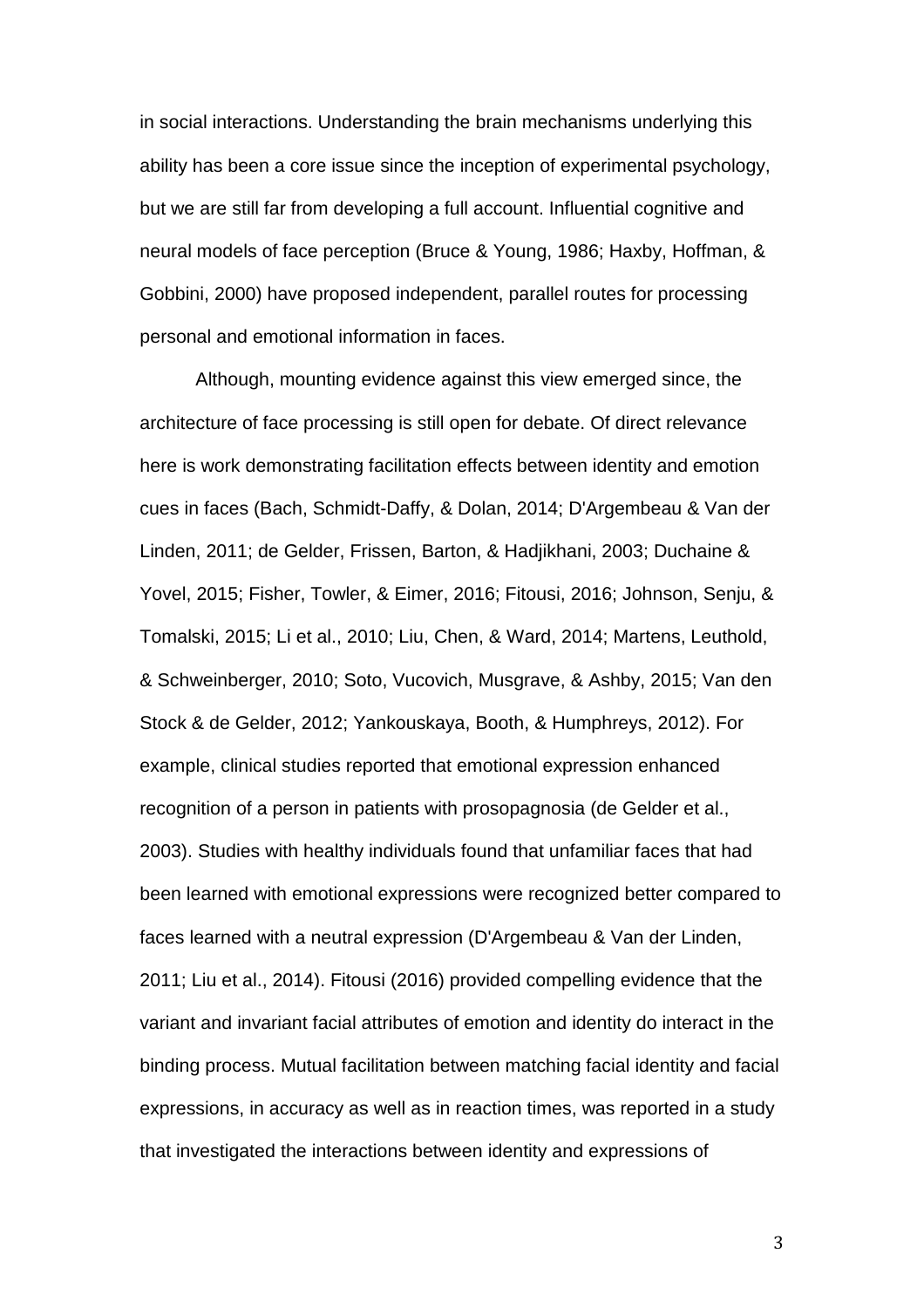in social interactions. Understanding the brain mechanisms underlying this ability has been a core issue since the inception of experimental psychology, but we are still far from developing a full account. Influential cognitive and neural models of face perception (Bruce & Young, 1986; Haxby, Hoffman, & Gobbini, 2000) have proposed independent, parallel routes for processing personal and emotional information in faces.

Although, mounting evidence against this view emerged since, the architecture of face processing is still open for debate. Of direct relevance here is work demonstrating facilitation effects between identity and emotion cues in faces (Bach, Schmidt-Daffy, & Dolan, 2014; D'Argembeau & Van der Linden, 2011; de Gelder, Frissen, Barton, & Hadjikhani, 2003; Duchaine & Yovel, 2015; Fisher, Towler, & Eimer, 2016; Fitousi, 2016; Johnson, Senju, & Tomalski, 2015; Li et al., 2010; Liu, Chen, & Ward, 2014; Martens, Leuthold, & Schweinberger, 2010; Soto, Vucovich, Musgrave, & Ashby, 2015; Van den Stock & de Gelder, 2012; Yankouskaya, Booth, & Humphreys, 2012). For example, clinical studies reported that emotional expression enhanced recognition of a person in patients with prosopagnosia (de Gelder et al., 2003). Studies with healthy individuals found that unfamiliar faces that had been learned with emotional expressions were recognized better compared to faces learned with a neutral expression (D'Argembeau & Van der Linden, 2011; Liu et al., 2014). Fitousi (2016) provided compelling evidence that the variant and invariant facial attributes of emotion and identity do interact in the binding process. Mutual facilitation between matching facial identity and facial expressions, in accuracy as well as in reaction times, was reported in a study that investigated the interactions between identity and expressions of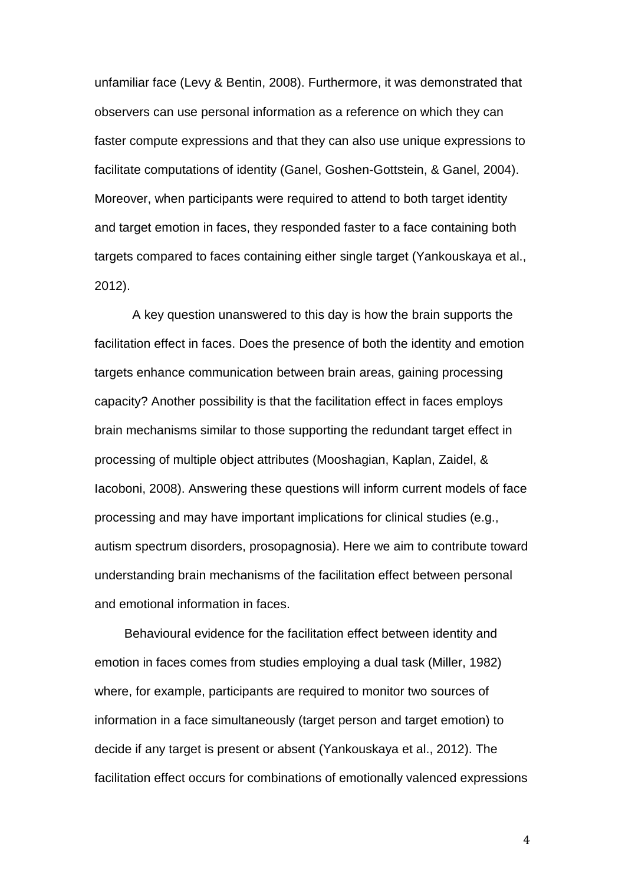unfamiliar face (Levy & Bentin, 2008). Furthermore, it was demonstrated that observers can use personal information as a reference on which they can faster compute expressions and that they can also use unique expressions to facilitate computations of identity (Ganel, Goshen-Gottstein, & Ganel, 2004). Moreover, when participants were required to attend to both target identity and target emotion in faces, they responded faster to a face containing both targets compared to faces containing either single target (Yankouskaya et al., 2012).

A key question unanswered to this day is how the brain supports the facilitation effect in faces. Does the presence of both the identity and emotion targets enhance communication between brain areas, gaining processing capacity? Another possibility is that the facilitation effect in faces employs brain mechanisms similar to those supporting the redundant target effect in processing of multiple object attributes (Mooshagian, Kaplan, Zaidel, & Iacoboni, 2008). Answering these questions will inform current models of face processing and may have important implications for clinical studies (e.g., autism spectrum disorders, prosopagnosia). Here we aim to contribute toward understanding brain mechanisms of the facilitation effect between personal and emotional information in faces.

Behavioural evidence for the facilitation effect between identity and emotion in faces comes from studies employing a dual task (Miller, 1982) where, for example, participants are required to monitor two sources of information in a face simultaneously (target person and target emotion) to decide if any target is present or absent (Yankouskaya et al., 2012). The facilitation effect occurs for combinations of emotionally valenced expressions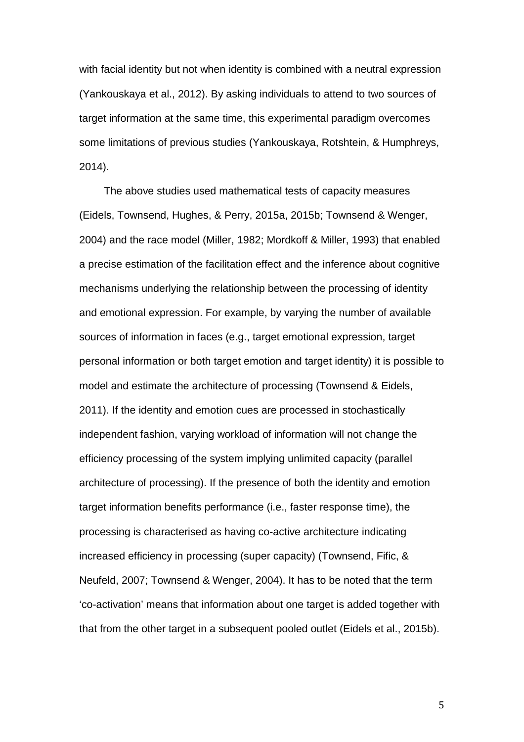with facial identity but not when identity is combined with a neutral expression (Yankouskaya et al., 2012). By asking individuals to attend to two sources of target information at the same time, this experimental paradigm overcomes some limitations of previous studies (Yankouskaya, Rotshtein, & Humphreys, 2014).

The above studies used mathematical tests of capacity measures (Eidels, Townsend, Hughes, & Perry, 2015a, 2015b; Townsend & Wenger, 2004) and the race model (Miller, 1982; Mordkoff & Miller, 1993) that enabled a precise estimation of the facilitation effect and the inference about cognitive mechanisms underlying the relationship between the processing of identity and emotional expression. For example, by varying the number of available sources of information in faces (e.g., target emotional expression, target personal information or both target emotion and target identity) it is possible to model and estimate the architecture of processing (Townsend & Eidels, 2011). If the identity and emotion cues are processed in stochastically independent fashion, varying workload of information will not change the efficiency processing of the system implying unlimited capacity (parallel architecture of processing). If the presence of both the identity and emotion target information benefits performance (i.e., faster response time), the processing is characterised as having co-active architecture indicating increased efficiency in processing (super capacity) (Townsend, Fific, & Neufeld, 2007; Townsend & Wenger, 2004). It has to be noted that the term 'co-activation' means that information about one target is added together with that from the other target in a subsequent pooled outlet (Eidels et al., 2015b).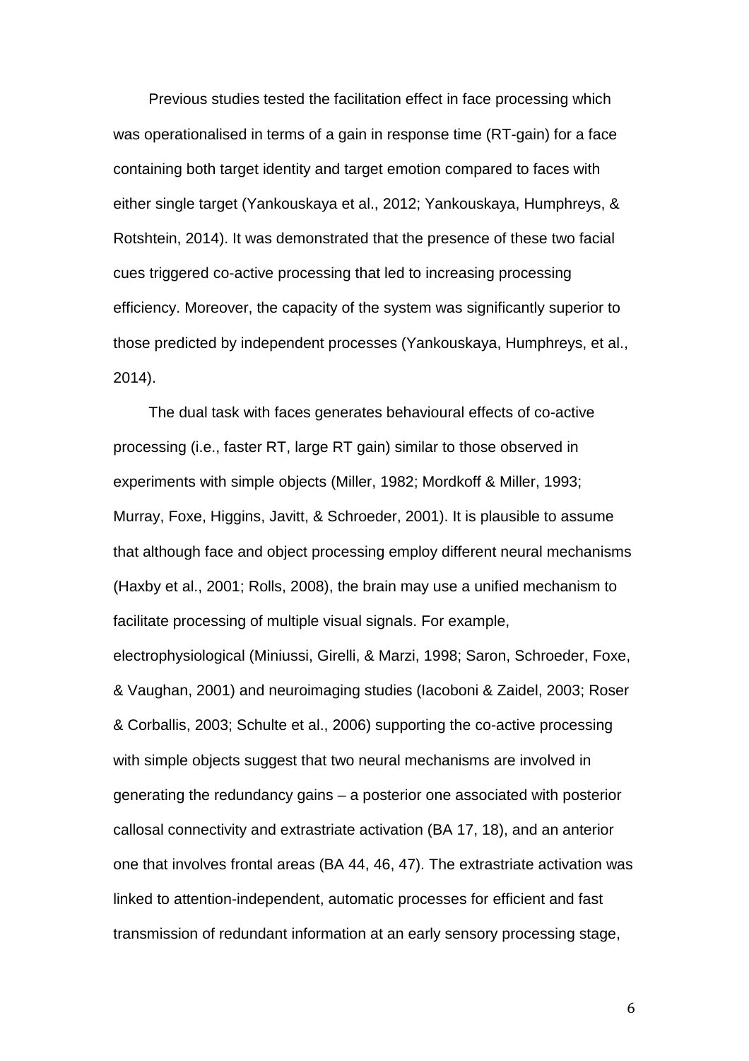Previous studies tested the facilitation effect in face processing which was operationalised in terms of a gain in response time (RT-gain) for a face containing both target identity and target emotion compared to faces with either single target (Yankouskaya et al., 2012; Yankouskaya, Humphreys, & Rotshtein, 2014). It was demonstrated that the presence of these two facial cues triggered co-active processing that led to increasing processing efficiency. Moreover, the capacity of the system was significantly superior to those predicted by independent processes (Yankouskaya, Humphreys, et al., 2014).

The dual task with faces generates behavioural effects of co-active processing (i.e., faster RT, large RT gain) similar to those observed in experiments with simple objects (Miller, 1982; Mordkoff & Miller, 1993; Murray, Foxe, Higgins, Javitt, & Schroeder, 2001). It is plausible to assume that although face and object processing employ different neural mechanisms (Haxby et al., 2001; Rolls, 2008), the brain may use a unified mechanism to facilitate processing of multiple visual signals. For example, electrophysiological (Miniussi, Girelli, & Marzi, 1998; Saron, Schroeder, Foxe, & Vaughan, 2001) and neuroimaging studies (Iacoboni & Zaidel, 2003; Roser & Corballis, 2003; Schulte et al., 2006) supporting the co-active processing with simple objects suggest that two neural mechanisms are involved in generating the redundancy gains – a posterior one associated with posterior callosal connectivity and extrastriate activation (BA 17, 18), and an anterior one that involves frontal areas (BA 44, 46, 47). The extrastriate activation was linked to attention-independent, automatic processes for efficient and fast transmission of redundant information at an early sensory processing stage,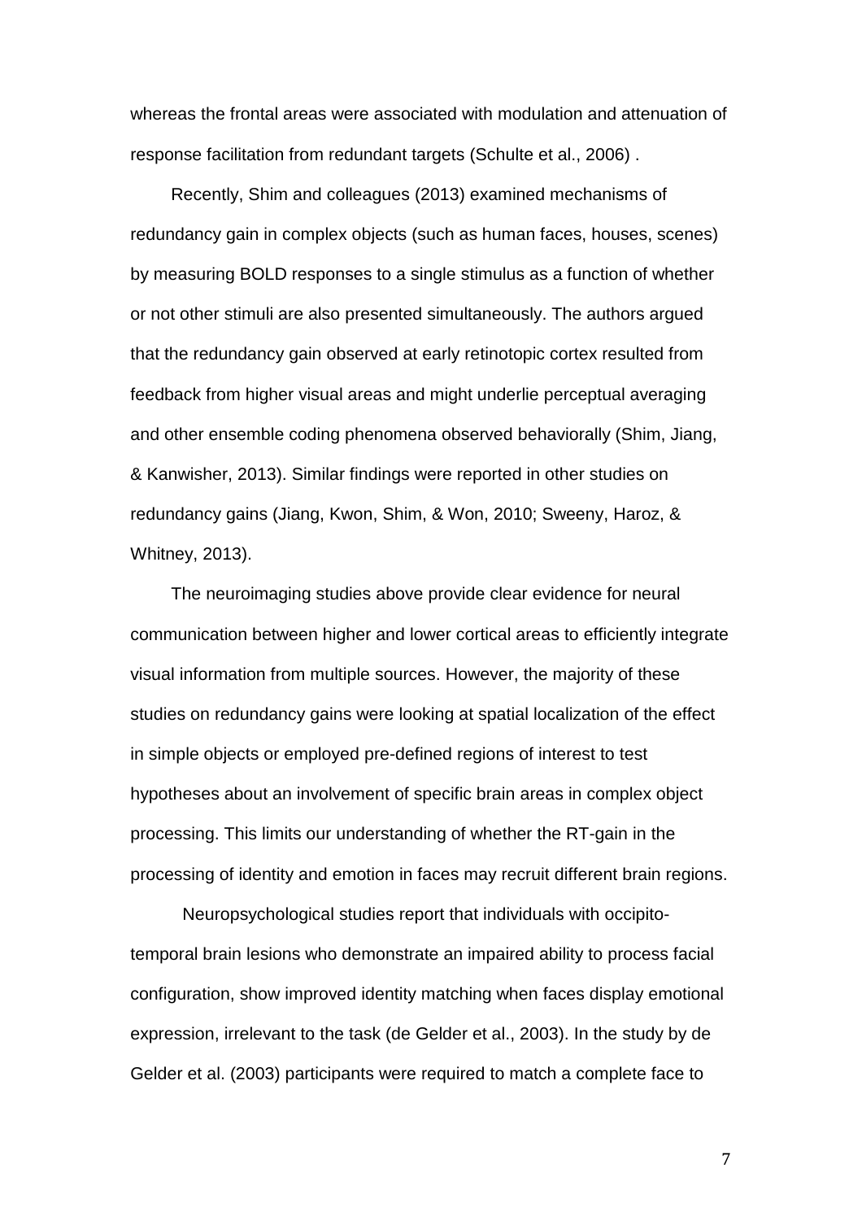whereas the frontal areas were associated with modulation and attenuation of response facilitation from redundant targets (Schulte et al., 2006) .

Recently, Shim and colleagues (2013) examined mechanisms of redundancy gain in complex objects (such as human faces, houses, scenes) by measuring BOLD responses to a single stimulus as a function of whether or not other stimuli are also presented simultaneously. The authors argued that the redundancy gain observed at early retinotopic cortex resulted from feedback from higher visual areas and might underlie perceptual averaging and other ensemble coding phenomena observed behaviorally (Shim, Jiang, & Kanwisher, 2013). Similar findings were reported in other studies on redundancy gains (Jiang, Kwon, Shim, & Won, 2010; Sweeny, Haroz, & Whitney, 2013).

The neuroimaging studies above provide clear evidence for neural communication between higher and lower cortical areas to efficiently integrate visual information from multiple sources. However, the majority of these studies on redundancy gains were looking at spatial localization of the effect in simple objects or employed pre-defined regions of interest to test hypotheses about an involvement of specific brain areas in complex object processing. This limits our understanding of whether the RT-gain in the processing of identity and emotion in faces may recruit different brain regions.

Neuropsychological studies report that individuals with occipito-temporal brain lesions who demonstrate an impaired ability to process facial configuration, show improved identity matching when faces display emotional expression, irrelevant to the task (de Gelder et al., 2003). In the study by de Gelder et al. (2003) participants were required to match a complete face to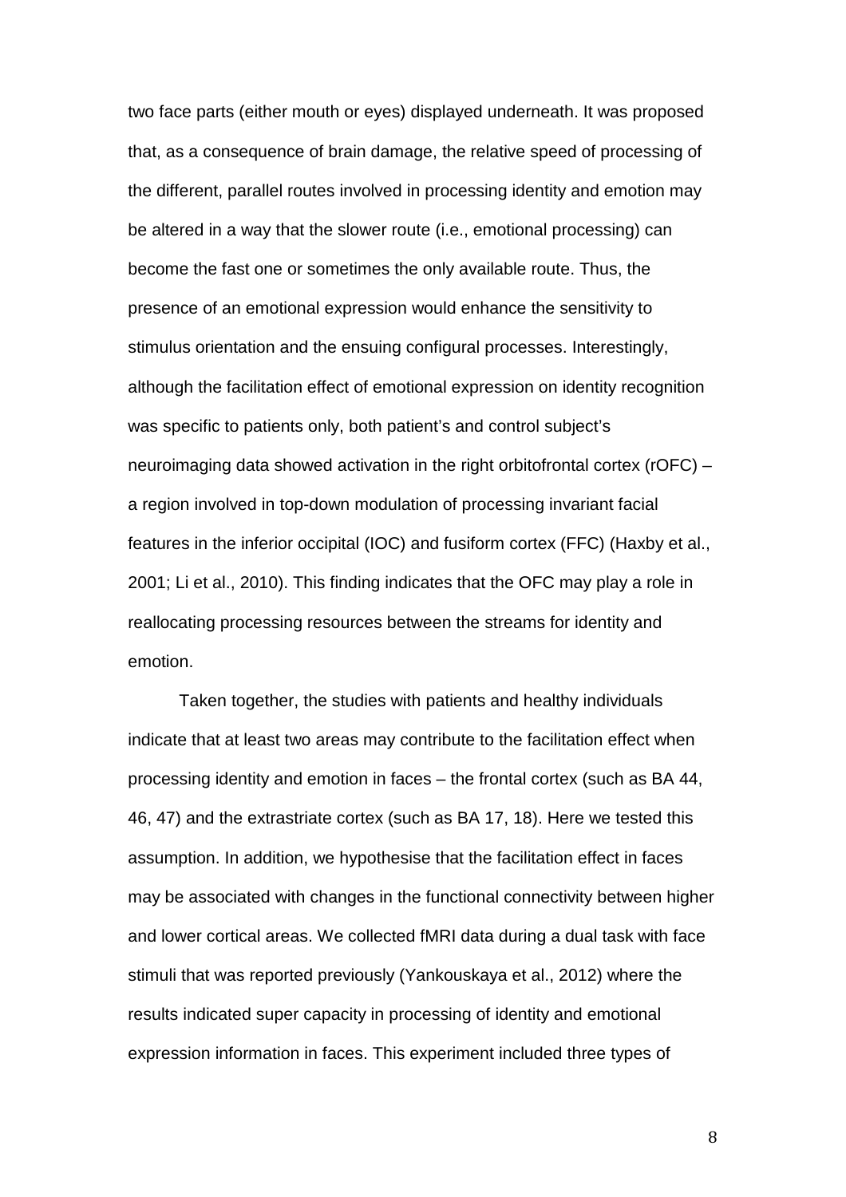two face parts (either mouth or eyes) displayed underneath. It was proposed that, as a consequence of brain damage, the relative speed of processing of the different, parallel routes involved in processing identity and emotion may be altered in a way that the slower route (i.e., emotional processing) can become the fast one or sometimes the only available route. Thus, the presence of an emotional expression would enhance the sensitivity to stimulus orientation and the ensuing configural processes. Interestingly, although the facilitation effect of emotional expression on identity recognition was specific to patients only, both patient's and control subject's neuroimaging data showed activation in the right orbitofrontal cortex (rOFC) – a region involved in top-down modulation of processing invariant facial features in the inferior occipital (IOC) and fusiform cortex (FFC) (Haxby et al., 2001; Li et al., 2010). This finding indicates that the OFC may play a role in reallocating processing resources between the streams for identity and emotion.

Taken together, the studies with patients and healthy individuals indicate that at least two areas may contribute to the facilitation effect when processing identity and emotion in faces – the frontal cortex (such as BA 44, 46, 47) and the extrastriate cortex (such as BA 17, 18). Here we tested this assumption. In addition, we hypothesise that the facilitation effect in faces may be associated with changes in the functional connectivity between higher and lower cortical areas. We collected fMRI data during a dual task with face stimuli that was reported previously (Yankouskaya et al., 2012) where the results indicated super capacity in processing of identity and emotional expression information in faces. This experiment included three types of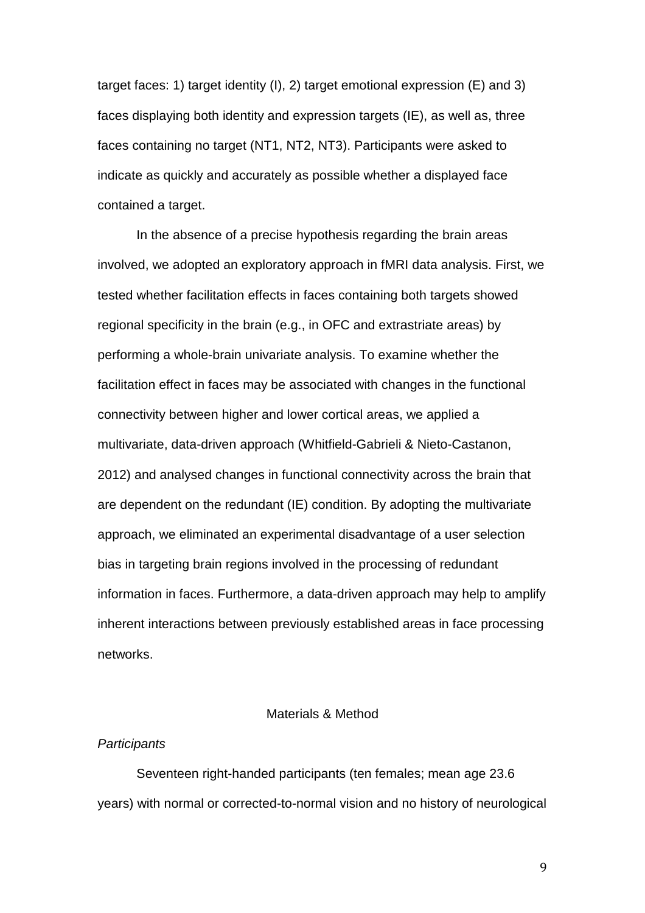target faces: 1) target identity (I), 2) target emotional expression (E) and 3) faces displaying both identity and expression targets (IE), as well as, three faces containing no target (NT1, NT2, NT3). Participants were asked to indicate as quickly and accurately as possible whether a displayed face contained a target.

In the absence of a precise hypothesis regarding the brain areas involved, we adopted an exploratory approach in fMRI data analysis. First, we tested whether facilitation effects in faces containing both targets showed regional specificity in the brain (e.g., in OFC and extrastriate areas) by performing a whole-brain univariate analysis. To examine whether the facilitation effect in faces may be associated with changes in the functional connectivity between higher and lower cortical areas, we applied a multivariate, data-driven approach (Whitfield-Gabrieli & Nieto-Castanon, 2012) and analysed changes in functional connectivity across the brain that are dependent on the redundant (IE) condition. By adopting the multivariate approach, we eliminated an experimental disadvantage of a user selection bias in targeting brain regions involved in the processing of redundant information in faces. Furthermore, a data-driven approach may help to amplify inherent interactions between previously established areas in face processing networks.

## Materials & Method

### *Participants*

Seventeen right-handed participants (ten females; mean age 23.6 years) with normal or corrected-to-normal vision and no history of neurological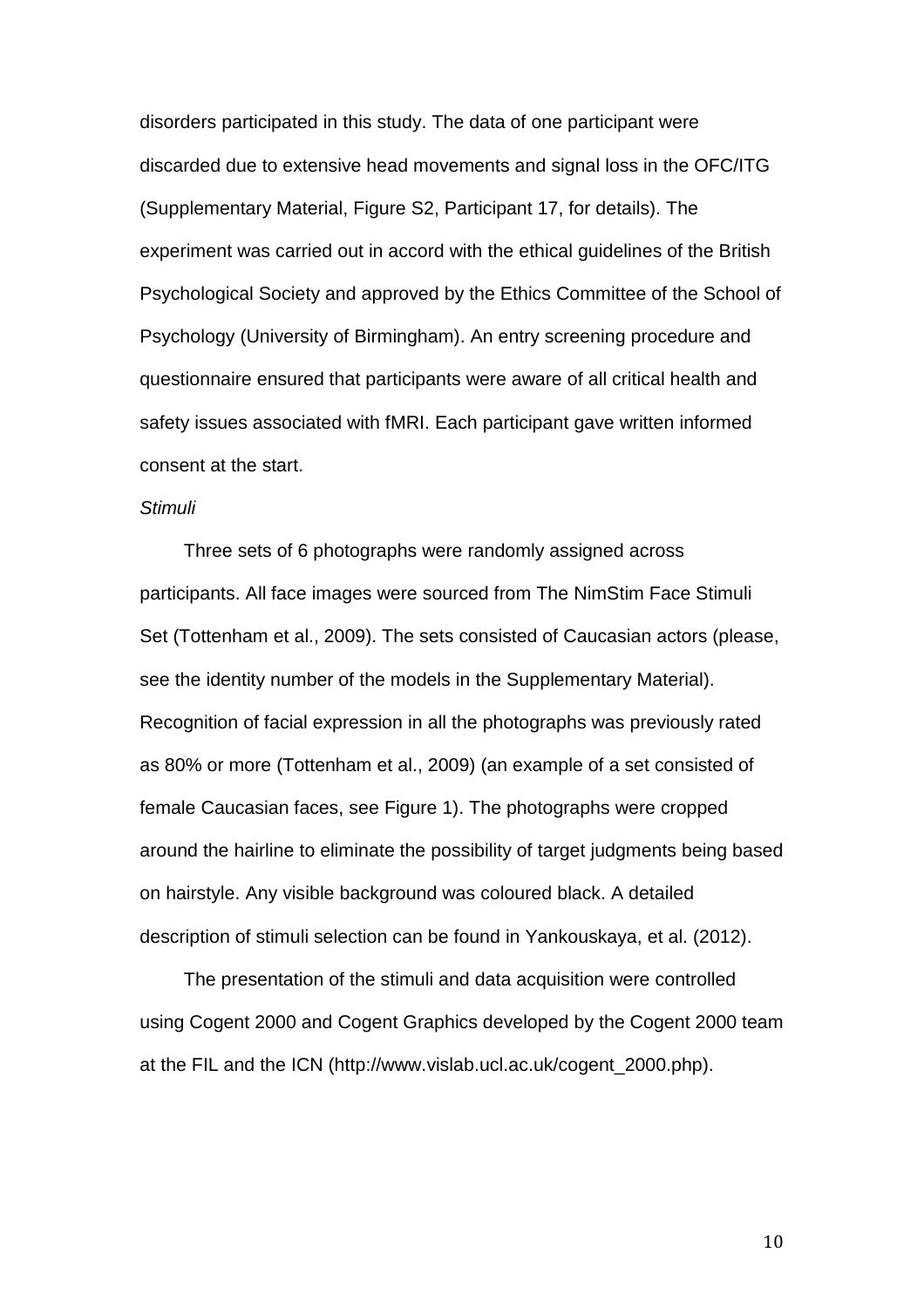disorders participated in this study. The data of one participant were discarded due to extensive head movements and signal loss in the OFC/ITG (Supplementary Material, Figure S2, Participant 17, for details). The experiment was carried out in accord with the ethical guidelines of the British Psychological Society and approved by the Ethics Committee of the School of Psychology (University of Birmingham). An entry screening procedure and questionnaire ensured that participants were aware of all critical health and safety issues associated with fMRI. Each participant gave written informed consent at the start.

*Stimuli*

Three sets of 6 photographs were randomly assigned across participants. All face images were sourced from The NimStim Face Stimuli Set (Tottenham et al., 2009). The sets consisted of Caucasian actors (please, see the identity number of the models in the Supplementary Material). Recognition of facial expression in all the photographs was previously rated as 80% or more (Tottenham et al., 2009) (an example of a set consisted of female Caucasian faces, see Figure 1). The photographs were cropped around the hairline to eliminate the possibility of target judgments being based on hairstyle. Any visible background was coloured black. A detailed description of stimuli selection can be found in Yankouskaya, et al. (2012).

The presentation of the stimuli and data acquisition were controlled using Cogent 2000 and Cogent Graphics developed by the Cogent 2000 team at the FIL and the ICN (http://www.vislab.ucl.ac.uk/cogent_2000.php).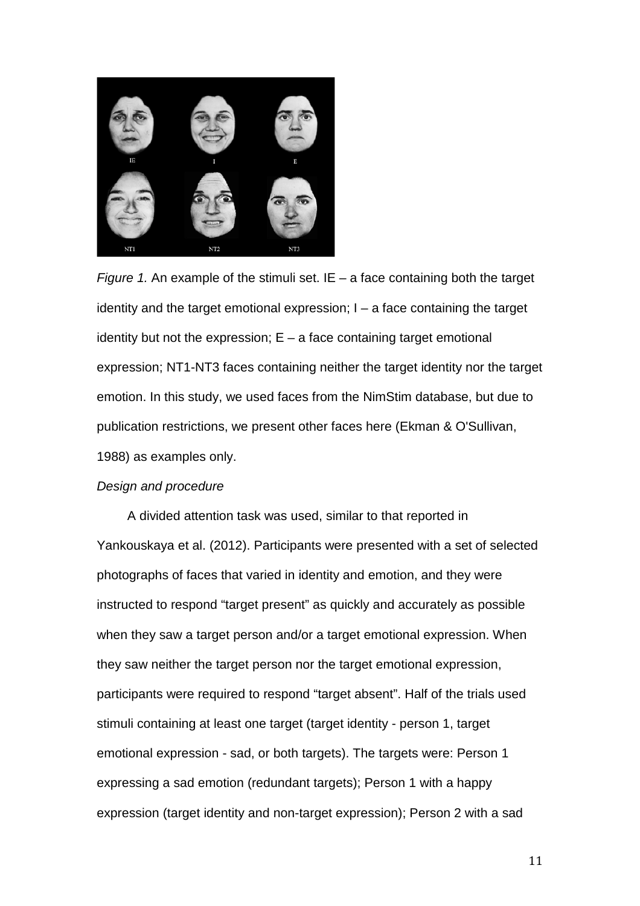*Figure 1.* An example of the stimuli set. IE – a face containing both the target identity and the target emotional expression; I – a face containing the target identity but not the expression; E – a face containing target emotional expression; NT1-NT3 faces containing neither the target identity nor the target emotion. In this study, we used faces from the NimStim database, but due to publication restrictions, we present other faces here (Ekman & O'Sullivan, 1988) as examples only.

*Design and procedure*

A divided attention task was used, similar to that reported in Yankouskaya et al. (2012). Participants were presented with a set of selected photographs of faces that varied in identity and emotion, and they were instructed to respond "target present" as quickly and accurately as possible when they saw a target person and/or a target emotional expression. When they saw neither the target person nor the target emotional expression, participants were required to respond "target absent". Half of the trials used stimuli containing at least one target (target identity - person 1, target emotional expression - sad, or both targets). The targets were: Person 1 expressing a sad emotion (redundant targets); Person 1 with a happy expression (target identity and non-target expression); Person 2 with a sad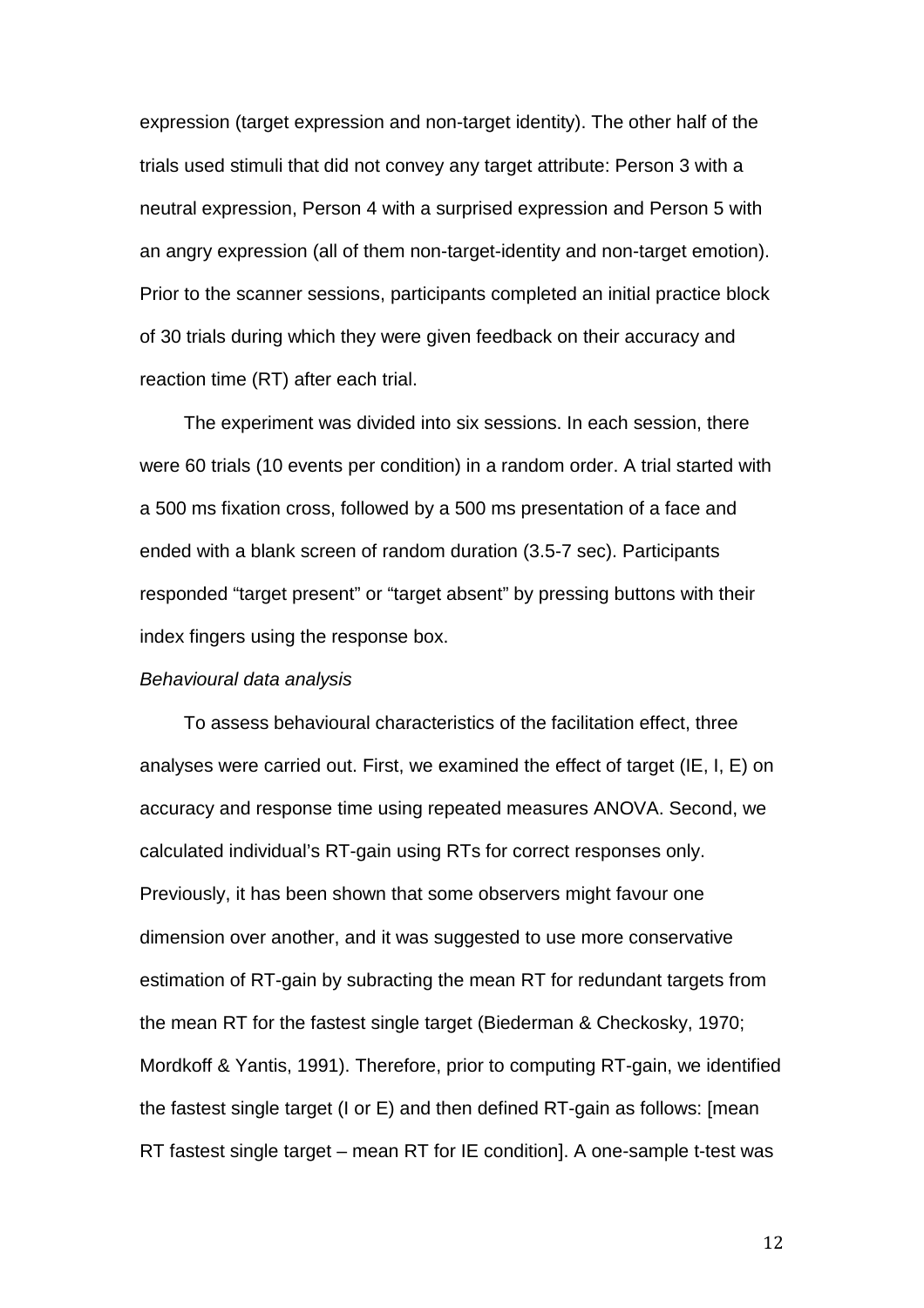expression (target expression and non-target identity). The other half of the trials used stimuli that did not convey any target attribute: Person 3 with a neutral expression, Person 4 with a surprised expression and Person 5 with an angry expression (all of them non-target-identity and non-target emotion). Prior to the scanner sessions, participants completed an initial practice block of 30 trials during which they were given feedback on their accuracy and reaction time (RT) after each trial.

The experiment was divided into six sessions. In each session, there were 60 trials (10 events per condition) in a random order. A trial started with a 500 ms fixation cross, followed by a 500 ms presentation of a face and ended with a blank screen of random duration (3.5-7 sec). Participants responded "target present" or "target absent" by pressing buttons with their index fingers using the response box.

*Behavioural data analysis*

To assess behavioural characteristics of the facilitation effect, three analyses were carried out. First, we examined the effect of target (IE, I, E) on accuracy and response time using repeated measures ANOVA. Second, we calculated individual's RT-gain using RTs for correct responses only. Previously, it has been shown that some observers might favour one dimension over another, and it was suggested to use more conservative estimation of RT-gain by subracting the mean RT for redundant targets from the mean RT for the fastest single target (Biederman & Checkosky, 1970; Mordkoff & Yantis, 1991). Therefore, prior to computing RT-gain, we identified the fastest single target (I or E) and then defined RT-gain as follows: [mean RT fastest single target – mean RT for IE condition]. A one-sample t-test was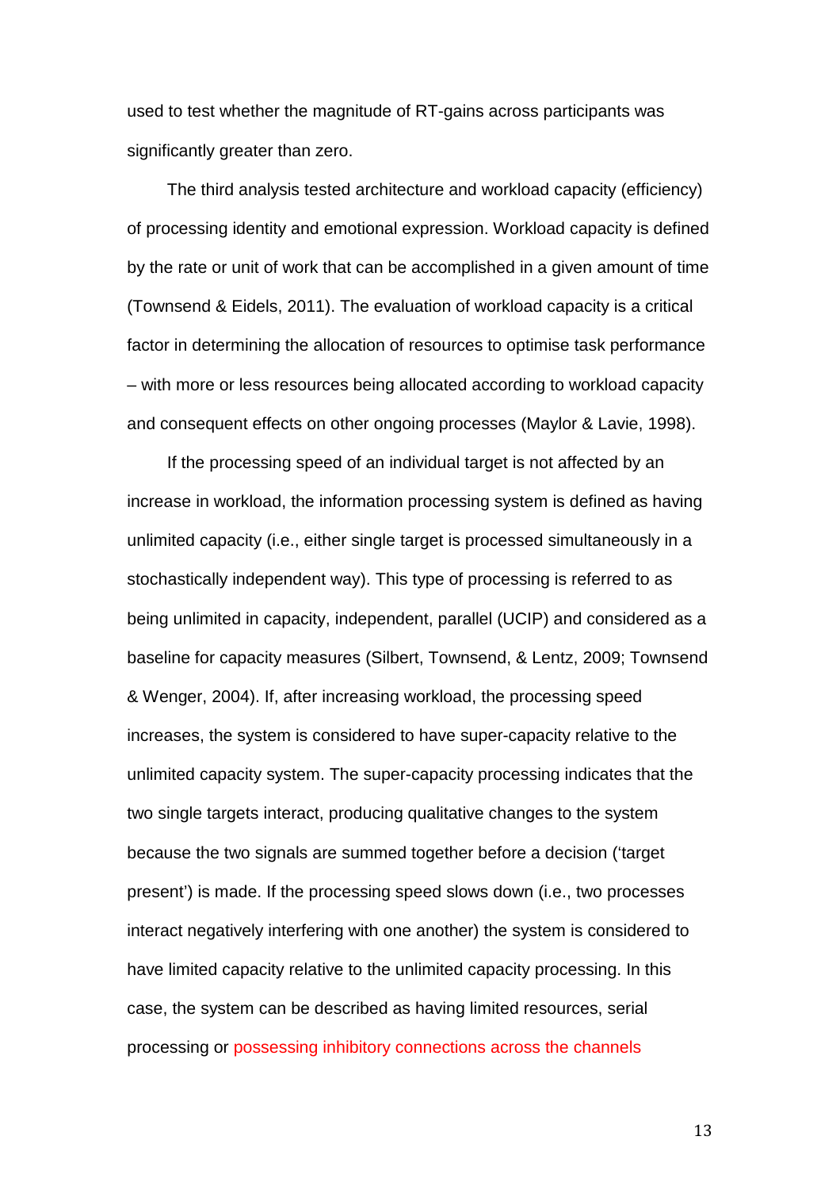used to test whether the magnitude of RT-gains across participants was significantly greater than zero.

The third analysis tested architecture and workload capacity (efficiency) of processing identity and emotional expression. Workload capacity is defined by the rate or unit of work that can be accomplished in a given amount of time (Townsend & Eidels, 2011). The evaluation of workload capacity is a critical factor in determining the allocation of resources to optimise task performance – with more or less resources being allocated according to workload capacity and consequent effects on other ongoing processes (Maylor & Lavie, 1998).

If the processing speed of an individual target is not affected by an increase in workload, the information processing system is defined as having unlimited capacity (i.e., either single target is processed simultaneously in a stochastically independent way). This type of processing is referred to as being unlimited in capacity, independent, parallel (UCIP) and considered as a baseline for capacity measures (Silbert, Townsend, & Lentz, 2009; Townsend & Wenger, 2004). If, after increasing workload, the processing speed increases, the system is considered to have super-capacity relative to the unlimited capacity system. The super-capacity processing indicates that the two single targets interact, producing qualitative changes to the system because the two signals are summed together before a decision ('target present') is made. If the processing speed slows down (i.e., two processes interact negatively interfering with one another) the system is considered to have limited capacity relative to the unlimited capacity processing. In this case, the system can be described as having limited resources, serial processing or possessing inhibitory connections across the channels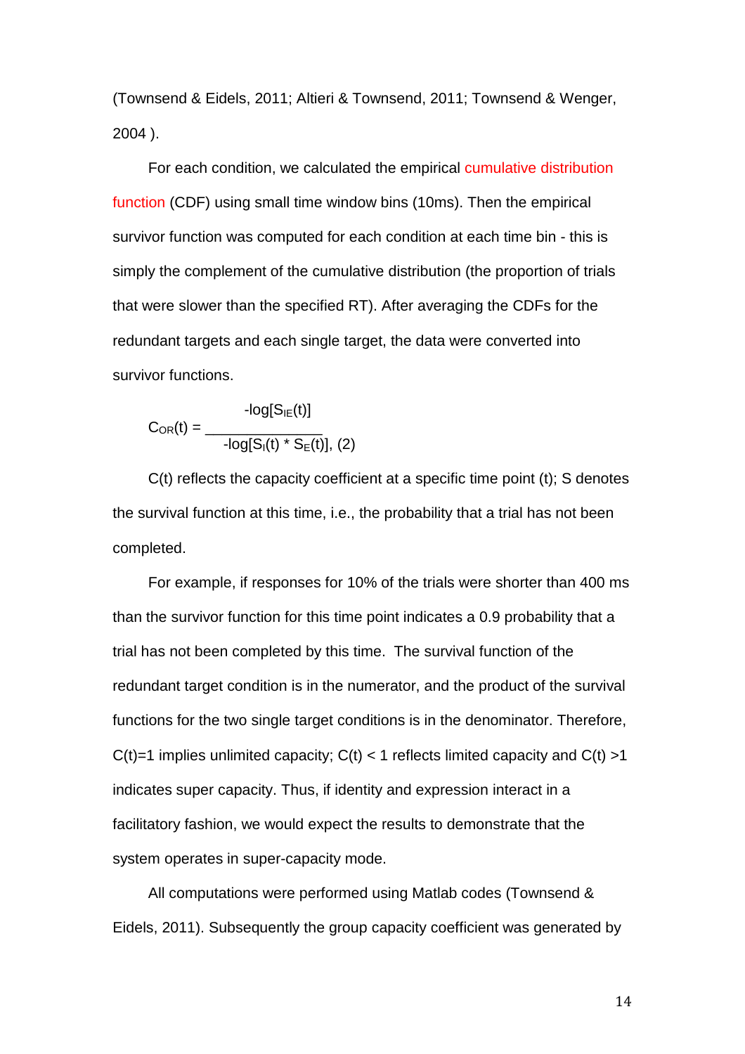(Townsend & Eidels, 2011; Altieri & Townsend, 2011; Townsend & Wenger, 2004 ).

For each condition, we calculated the empirical cumulative distribution function (CDF) using small time window bins (10ms). Then the empirical survivor function was computed for each condition at each time bin - this is simply the complement of the cumulative distribution (the proportion of trials that were slower than the specified RT). After averaging the CDFs for the redundant targets and each single target, the data were converted into survivor functions.

$$C_{OR}(t) = \frac{-\log[S_{IE}(t)]}{-\log[S_I(t) * S_E(t)]}, \quad (2)$$

C(t) reflects the capacity coefficient at a specific time point (t); S denotes the survival function at this time, i.e., the probability that a trial has not been completed.

For example, if responses for 10% of the trials were shorter than 400 ms than the survivor function for this time point indicates a 0.9 probability that a trial has not been completed by this time. The survival function of the redundant target condition is in the numerator, and the product of the survival functions for the two single target conditions is in the denominator. Therefore, $C(t)=1$ implies unlimited capacity; $C(t) < 1$ reflects limited capacity and $C(t) > 1$ indicates super capacity. Thus, if identity and expression interact in a facilitatory fashion, we would expect the results to demonstrate that the system operates in super-capacity mode.

All computations were performed using Matlab codes (Townsend & Eidels, 2011). Subsequently the group capacity coefficient was generated by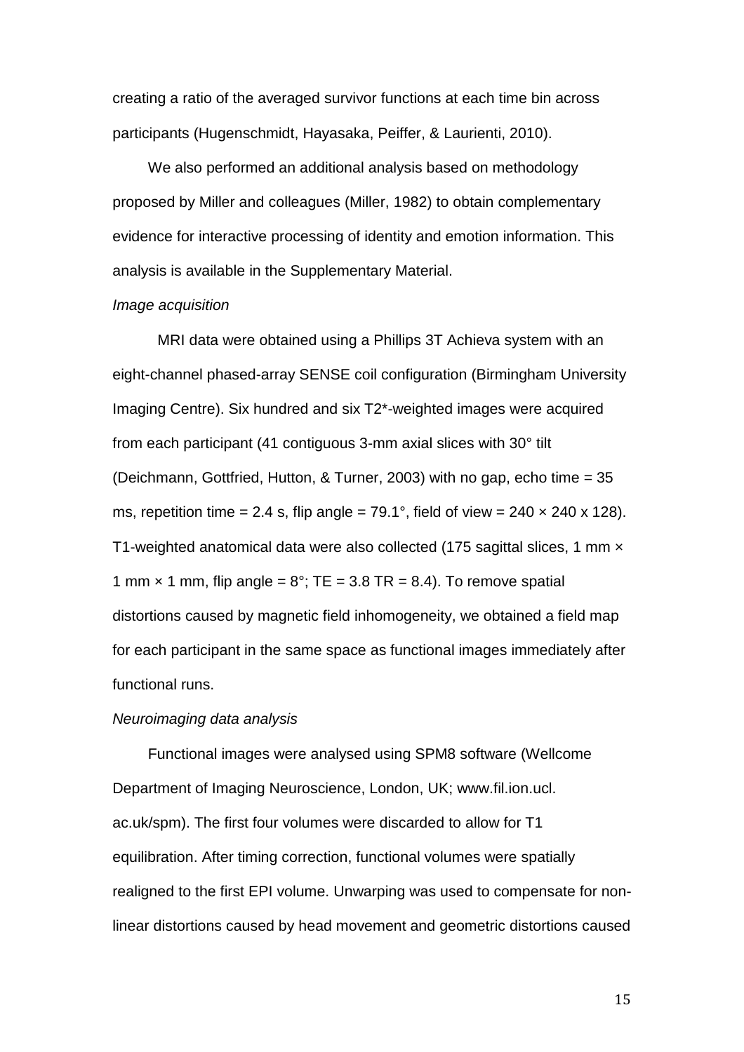creating a ratio of the averaged survivor functions at each time bin across participants (Hugenschmidt, Hayasaka, Peiffer, & Laurienti, 2010).

We also performed an additional analysis based on methodology proposed by Miller and colleagues (Miller, 1982) to obtain complementary evidence for interactive processing of identity and emotion information. This analysis is available in the Supplementary Material.

*Image acquisition*

MRI data were obtained using a Phillips 3T Achieva system with an eight-channel phased-array SENSE coil configuration (Birmingham University Imaging Centre). Six hundred and six T2*-weighted images were acquired from each participant (41 contiguous 3-mm axial slices with 30° tilt (Deichmann, Gottfried, Hutton, & Turner, 2003) with no gap, echo time = 35 ms, repetition time = 2.4 s, flip angle = 79.1°, field of view = 240 × 240 x 128). T1-weighted anatomical data were also collected (175 sagittal slices, 1 mm × 1 mm × 1 mm, flip angle = 8°; TE = 3.8 TR = 8.4). To remove spatial distortions caused by magnetic field inhomogeneity, we obtained a field map for each participant in the same space as functional images immediately after functional runs.

*Neuroimaging data analysis*

Functional images were analysed using SPM8 software (Wellcome Department of Imaging Neuroscience, London, UK; www.fil.ion.ucl.ac.uk/spm). The first four volumes were discarded to allow for T1 equilibration. After timing correction, functional volumes were spatially realigned to the first EPI volume. Unwarping was used to compensate for non-linear distortions caused by head movement and geometric distortions caused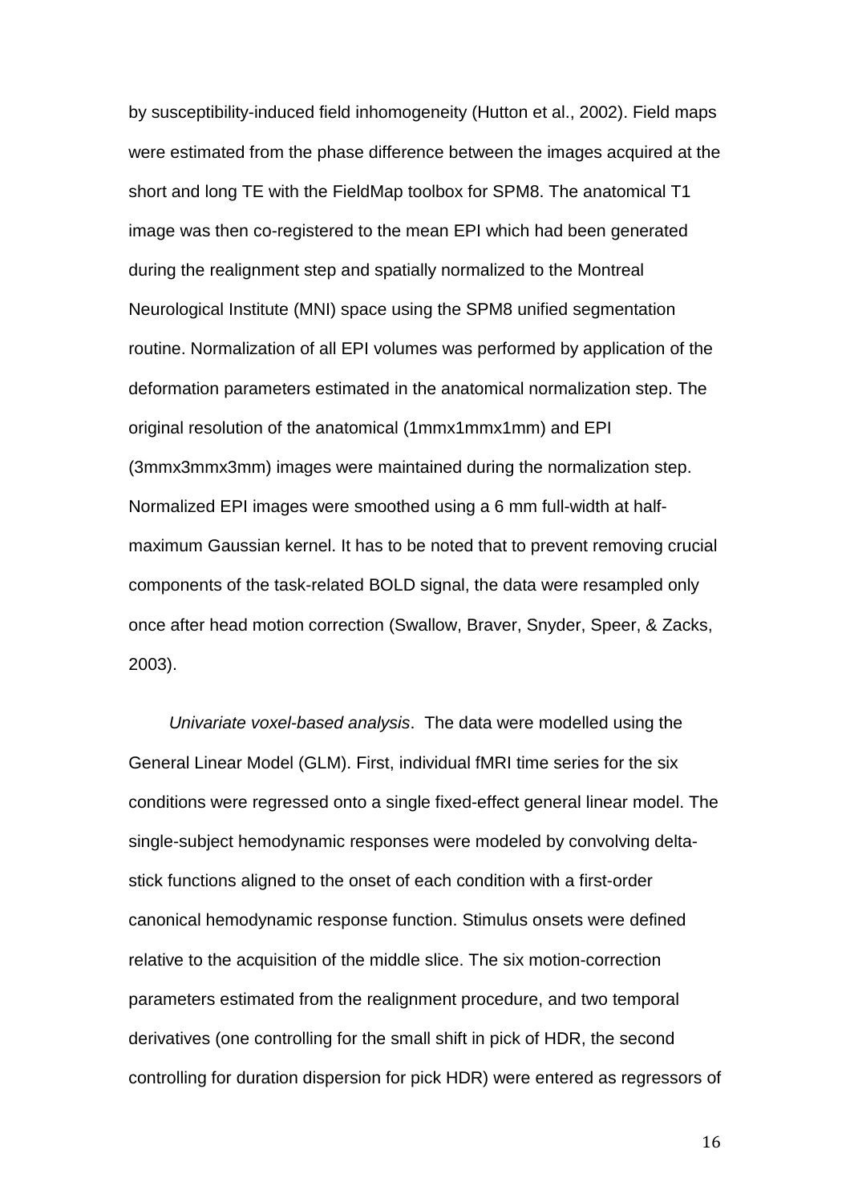by susceptibility-induced field inhomogeneity (Hutton et al., 2002). Field maps were estimated from the phase difference between the images acquired at the short and long TE with the FieldMap toolbox for SPM8. The anatomical T1 image was then co-registered to the mean EPI which had been generated during the realignment step and spatially normalized to the Montreal Neurological Institute (MNI) space using the SPM8 unified segmentation routine. Normalization of all EPI volumes was performed by application of the deformation parameters estimated in the anatomical normalization step. The original resolution of the anatomical (1mmx1mmx1mm) and EPI (3mmx3mmx3mm) images were maintained during the normalization step. Normalized EPI images were smoothed using a 6 mm full-width at half-maximum Gaussian kernel. It has to be noted that to prevent removing crucial components of the task-related BOLD signal, the data were resampled only once after head motion correction (Swallow, Braver, Snyder, Speer, & Zacks, 2003).

*Univariate voxel-based analysis*. The data were modelled using the General Linear Model (GLM). First, individual fMRI time series for the six conditions were regressed onto a single fixed-effect general linear model. The single-subject hemodynamic responses were modeled by convolving delta-stick functions aligned to the onset of each condition with a first-order canonical hemodynamic response function. Stimulus onsets were defined relative to the acquisition of the middle slice. The six motion-correction parameters estimated from the realignment procedure, and two temporal derivatives (one controlling for the small shift in pick of HDR, the second controlling for duration dispersion for pick HDR) were entered as regressors of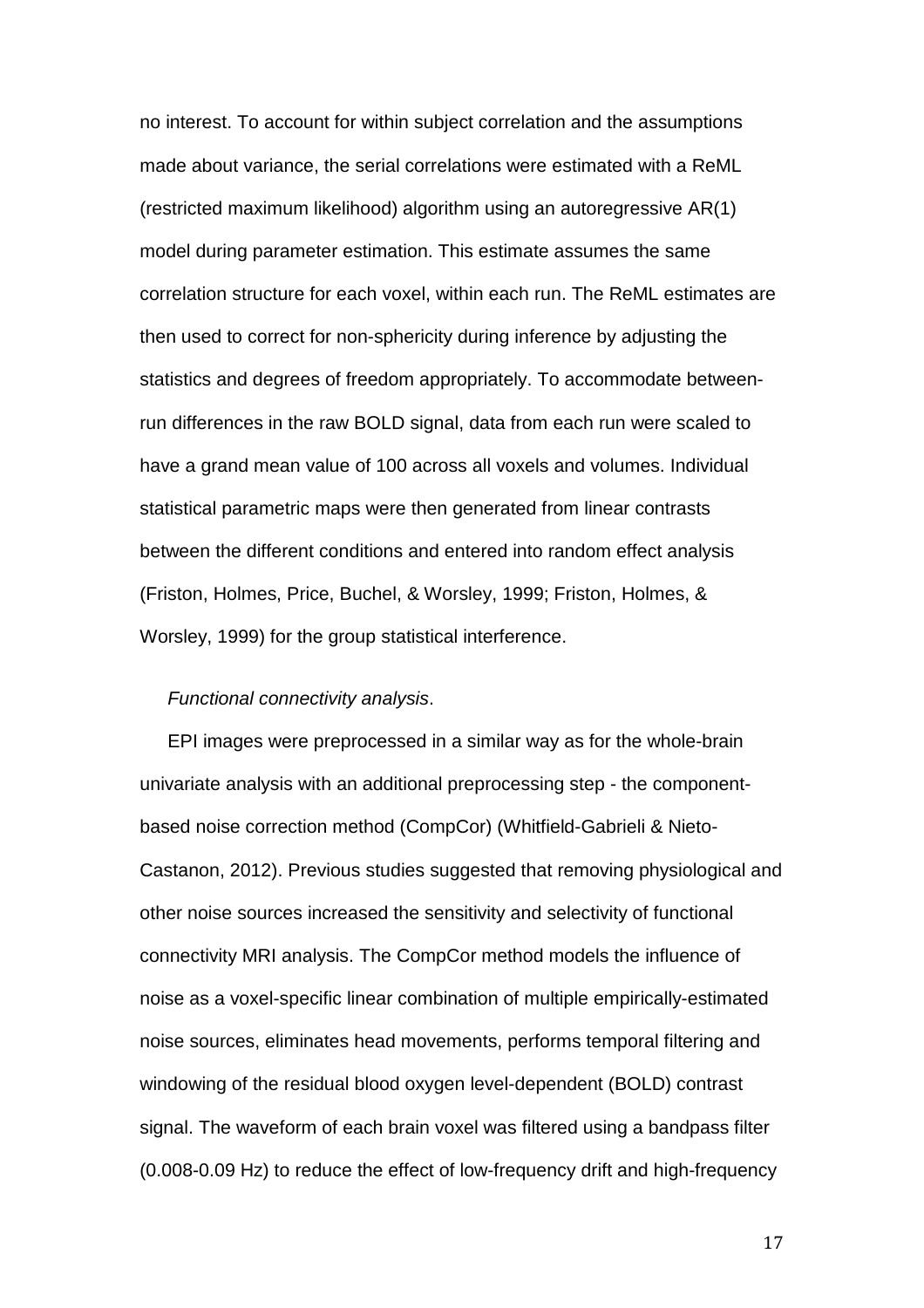no interest. To account for within subject correlation and the assumptions made about variance, the serial correlations were estimated with a ReML (restricted maximum likelihood) algorithm using an autoregressive AR(1) model during parameter estimation. This estimate assumes the same correlation structure for each voxel, within each run. The ReML estimates are then used to correct for non-sphericity during inference by adjusting the statistics and degrees of freedom appropriately. To accommodate between-run differences in the raw BOLD signal, data from each run were scaled to have a grand mean value of 100 across all voxels and volumes. Individual statistical parametric maps were then generated from linear contrasts between the different conditions and entered into random effect analysis (Friston, Holmes, Price, Buchel, & Worsley, 1999; Friston, Holmes, & Worsley, 1999) for the group statistical interference.

*Functional connectivity analysis*.

EPI images were preprocessed in a similar way as for the whole-brain univariate analysis with an additional preprocessing step - the component-based noise correction method (CompCor) (Whitfield-Gabrieli & Nieto-Castanon, 2012). Previous studies suggested that removing physiological and other noise sources increased the sensitivity and selectivity of functional connectivity MRI analysis. The CompCor method models the influence of noise as a voxel-specific linear combination of multiple empirically-estimated noise sources, eliminates head movements, performs temporal filtering and windowing of the residual blood oxygen level-dependent (BOLD) contrast signal. The waveform of each brain voxel was filtered using a bandpass filter (0.008-0.09 Hz) to reduce the effect of low-frequency drift and high-frequency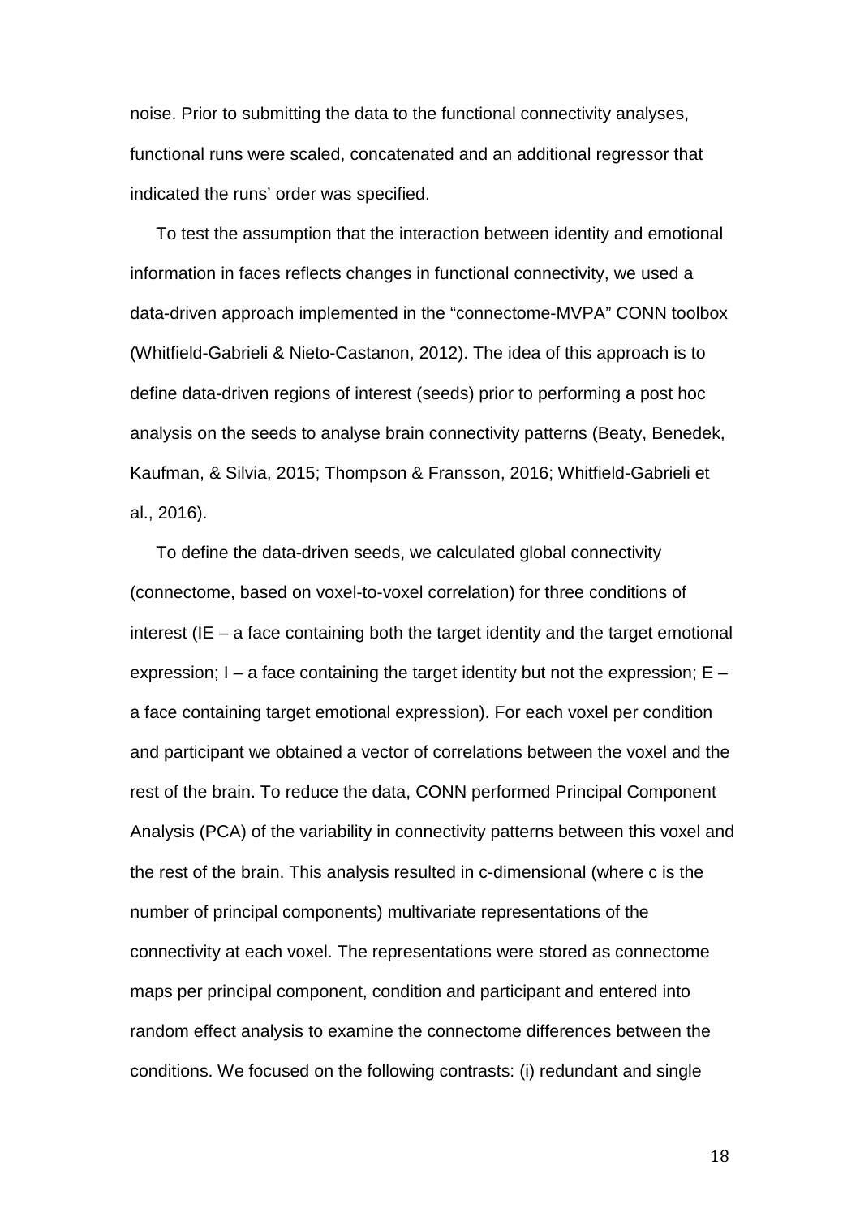noise. Prior to submitting the data to the functional connectivity analyses, functional runs were scaled, concatenated and an additional regressor that indicated the runs' order was specified.

To test the assumption that the interaction between identity and emotional information in faces reflects changes in functional connectivity, we used a data-driven approach implemented in the "connectome-MVPA" CONN toolbox (Whitfield-Gabrieli & Nieto-Castanon, 2012). The idea of this approach is to define data-driven regions of interest (seeds) prior to performing a post hoc analysis on the seeds to analyse brain connectivity patterns (Beaty, Benedek, Kaufman, & Silvia, 2015; Thompson & Fransson, 2016; Whitfield-Gabrieli et al., 2016).

To define the data-driven seeds, we calculated global connectivity (connectome, based on voxel-to-voxel correlation) for three conditions of interest (IE – a face containing both the target identity and the target emotional expression; I – a face containing the target identity but not the expression; E – a face containing target emotional expression). For each voxel per condition and participant we obtained a vector of correlations between the voxel and the rest of the brain. To reduce the data, CONN performed Principal Component Analysis (PCA) of the variability in connectivity patterns between this voxel and the rest of the brain. This analysis resulted in c-dimensional (where c is the number of principal components) multivariate representations of the connectivity at each voxel. The representations were stored as connectome maps per principal component, condition and participant and entered into random effect analysis to examine the connectome differences between the conditions. We focused on the following contrasts: (i) redundant and single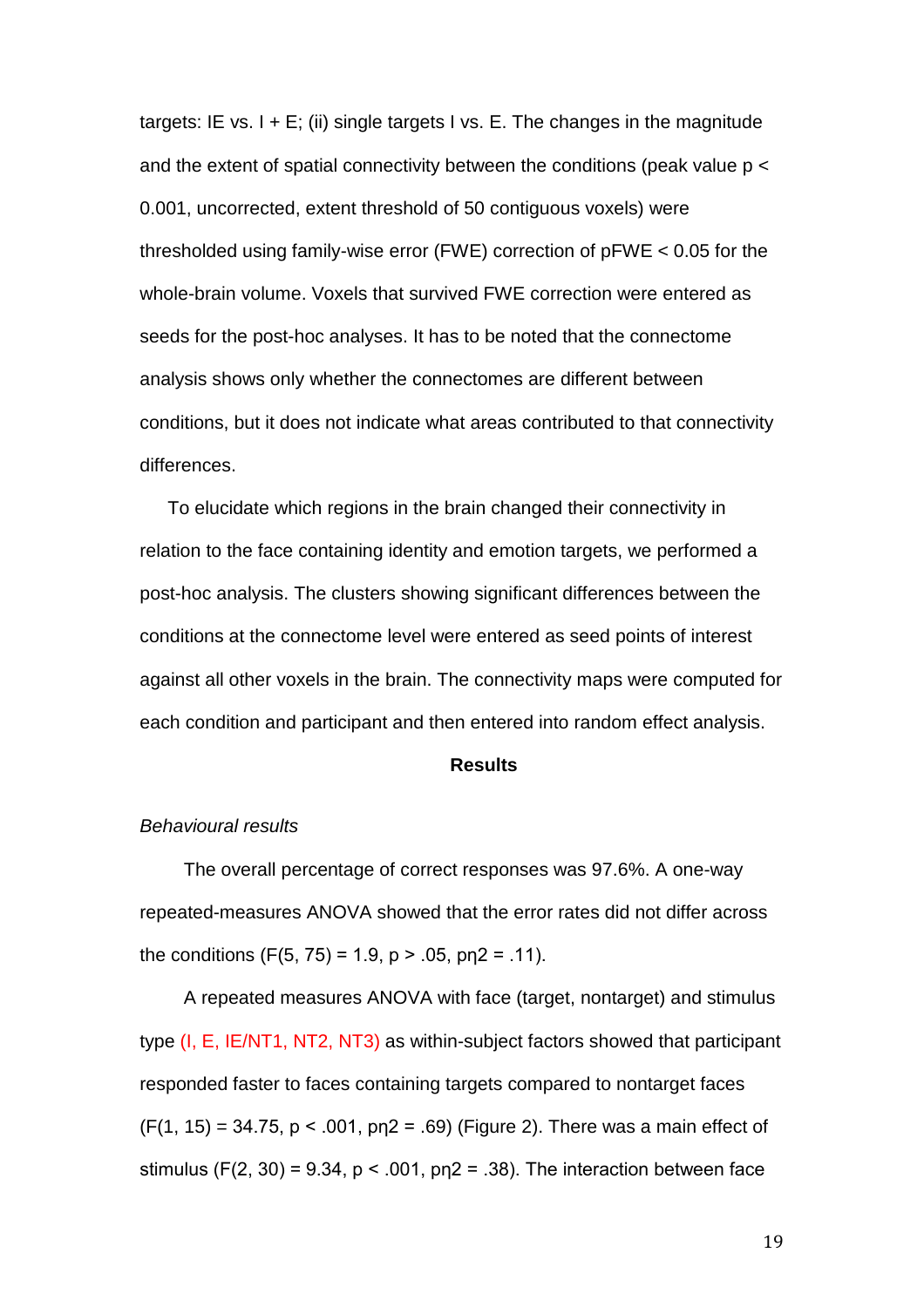targets: IE vs. I + E; (ii) single targets I vs. E. The changes in the magnitude and the extent of spatial connectivity between the conditions (peak value $p < 0.001$, uncorrected, extent threshold of 50 contiguous voxels) were thresholded using family-wise error (FWE) correction of $p_{FWE} < 0.05$ for the whole-brain volume. Voxels that survived FWE correction were entered as seeds for the post-hoc analyses. It has to be noted that the connectome analysis shows only whether the connectomes are different between conditions, but it does not indicate what areas contributed to that connectivity differences.

To elucidate which regions in the brain changed their connectivity in relation to the face containing identity and emotion targets, we performed a post-hoc analysis. The clusters showing significant differences between the conditions at the connectome level were entered as seed points of interest against all other voxels in the brain. The connectivity maps were computed for each condition and participant and then entered into random effect analysis.

## Results

*Behavioural results*

The overall percentage of correct responses was 97.6%. A one-way repeated-measures ANOVA showed that the error rates did not differ across the conditions ($F(5, 75) = 1.9$, $p > .05$, $p\eta^2 = .11$).

A repeated measures ANOVA with face (target, nontarget) and stimulus type (I, E, IE/NT1, NT2, NT3) as within-subject factors showed that participant responded faster to faces containing targets compared to nontarget faces ($F(1, 15) = 34.75$, $p < .001$, $p\eta^2 = .69$) (Figure 2). There was a main effect of stimulus ($F(2, 30) = 9.34$, $p < .001$, $p\eta^2 = .38$). The interaction between face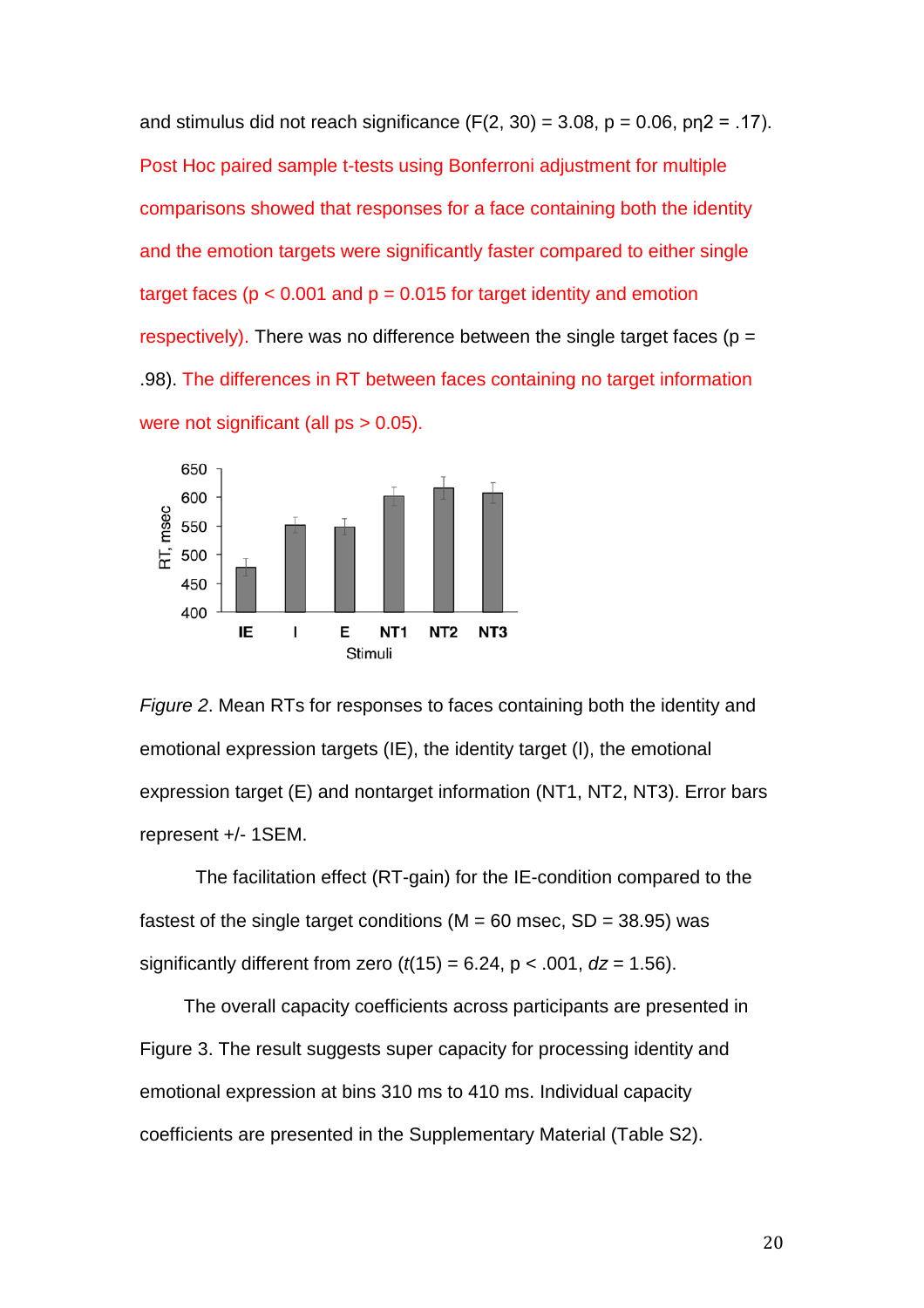and stimulus did not reach significance ($F(2, 30) = 3.08$, $p = 0.06$, $p\eta^2 = .17$). Post Hoc paired sample t-tests using Bonferroni adjustment for multiple comparisons showed that responses for a face containing both the identity and the emotion targets were significantly faster compared to either single target faces ($p < 0.001$ and $p = 0.015$ for target identity and emotion respectively). There was no difference between the single target faces ($p = .98$). The differences in RT between faces containing no target information were not significant (all ps > 0.05).

*Figure 2*. Mean RTs for responses to faces containing both the identity and emotional expression targets (IE), the identity target (I), the emotional expression target (E) and nontarget information (NT1, NT2, NT3). Error bars represent +/- 1SEM.

The facilitation effect (RT-gain) for the IE-condition compared to the fastest of the single target conditions (M = 60 msec, SD = 38.95) was significantly different from zero ($t(15) = 6.24$, $p < .001$, $dz = 1.56$).

The overall capacity coefficients across participants are presented in Figure 3. The result suggests super capacity for processing identity and emotional expression at bins 310 ms to 410 ms. Individual capacity coefficients are presented in the Supplementary Material (Table S2).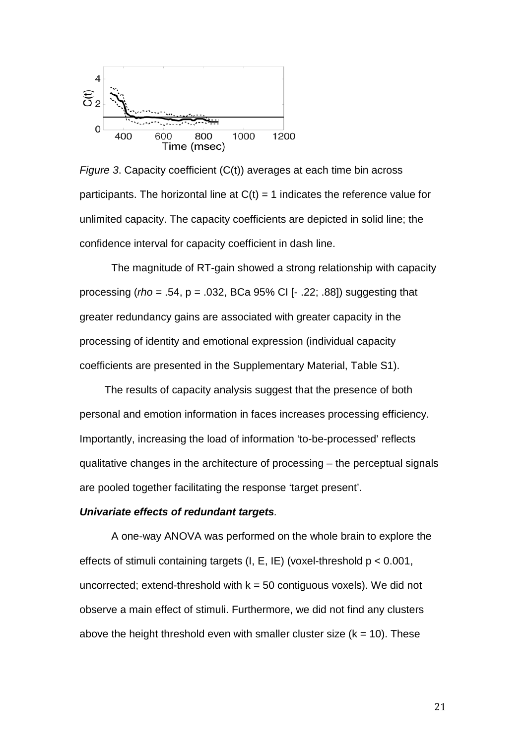*Figure 3*. Capacity coefficient (C(t)) averages at each time bin across participants. The horizontal line at C(t) = 1 indicates the reference value for unlimited capacity. The capacity coefficients are depicted in solid line; the confidence interval for capacity coefficient in dash line.

The magnitude of RT-gain showed a strong relationship with capacity processing (*rho* = .54, p = .032, BCa 95% CI [- .22; .88]) suggesting that greater redundancy gains are associated with greater capacity in the processing of identity and emotional expression (individual capacity coefficients are presented in the Supplementary Material, Table S1).

The results of capacity analysis suggest that the presence of both personal and emotion information in faces increases processing efficiency. Importantly, increasing the load of information 'to-be-processed' reflects qualitative changes in the architecture of processing – the perceptual signals are pooled together facilitating the response 'target present'.

***Univariate effects of redundant targets.***

A one-way ANOVA was performed on the whole brain to explore the effects of stimuli containing targets (I, E, IE) (voxel-threshold $p < 0.001$, uncorrected; extend-threshold with $k = 50$ contiguous voxels). We did not observe a main effect of stimuli. Furthermore, we did not find any clusters above the height threshold even with smaller cluster size ($k = 10$). These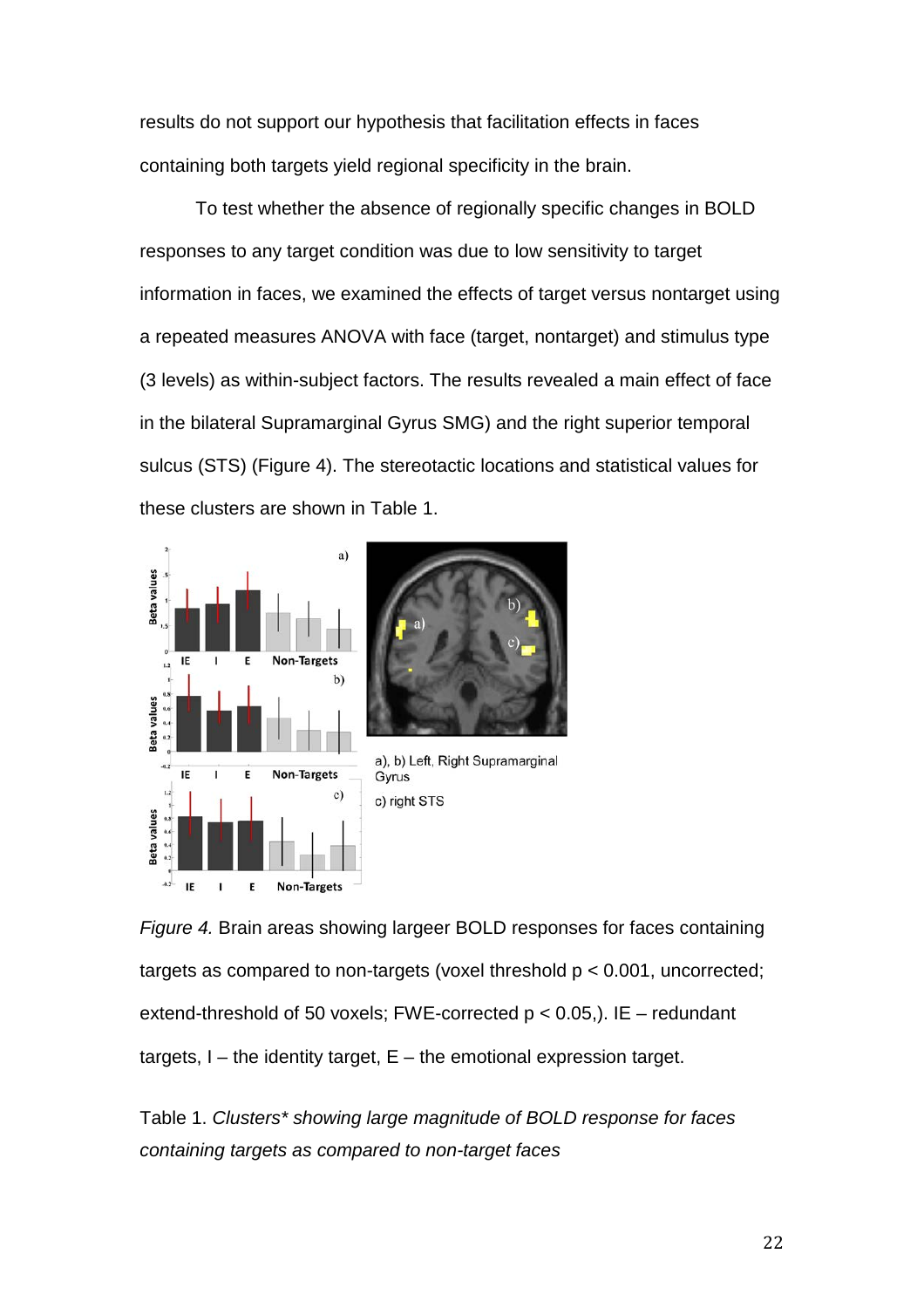results do not support our hypothesis that facilitation effects in faces containing both targets yield regional specificity in the brain.

To test whether the absence of regionally specific changes in BOLD responses to any target condition was due to low sensitivity to target information in faces, we examined the effects of target versus nontarget using a repeated measures ANOVA with face (target, nontarget) and stimulus type (3 levels) as within-subject factors. The results revealed a main effect of face in the bilateral Supramarginal Gyrus SMG) and the right superior temporal sulcus (STS) (Figure 4). The stereotactic locations and statistical values for these clusters are shown in Table 1.

a), b) Left, Right Supramarginal Gyrus

c) right STS

*Figure 4.* Brain areas showing largeer BOLD responses for faces containing targets as compared to non-targets (voxel threshold $p < 0.001$, uncorrected; extend-threshold of 50 voxels; FWE-corrected $p < 0.05$,). IE – redundant targets, I – the identity target, E – the emotional expression target.

Table 1. *Clusters\* showing large magnitude of BOLD response for faces containing targets as compared to non-target faces*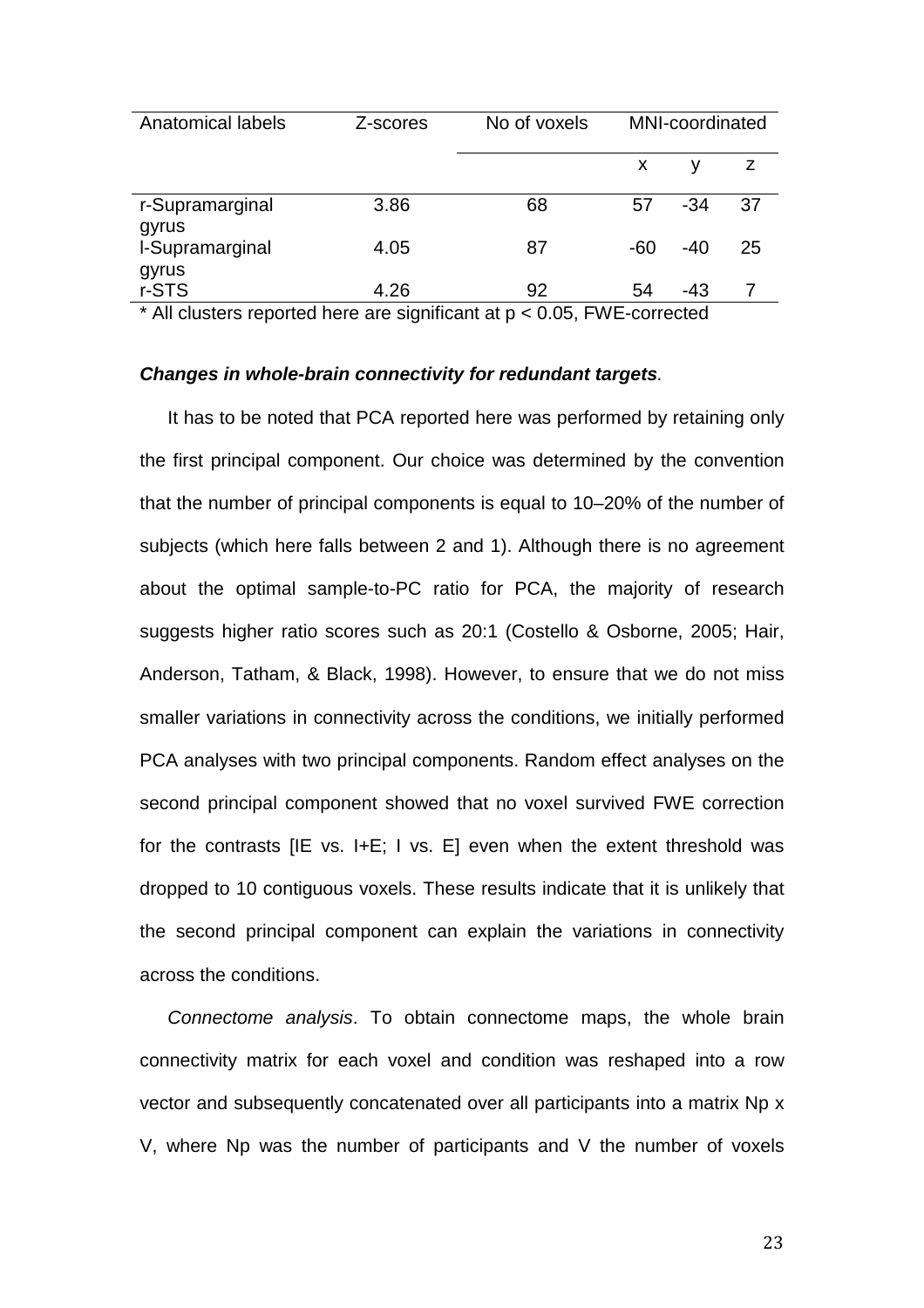| Anatomical labels | Z-scores | No of voxels | MNI-coordinated | | |
|---|---|---|---|---|---|
| | | | x | y | z |
| r-Supramarginal gyrus | 3.86 | 68 | 57 | -34 | 37 |
| l-Supramarginal gyrus | 4.05 | 87 | -60 | -40 | 25 |
| r-STS | 4.26 | 92 | 54 | -43 | 7 |

* All clusters reported here are significant at $p < 0.05$, FWE-corrected

***Changes in whole-brain connectivity for redundant targets**.*

It has to be noted that PCA reported here was performed by retaining only the first principal component. Our choice was determined by the convention that the number of principal components is equal to 10–20% of the number of subjects (which here falls between 2 and 1). Although there is no agreement about the optimal sample-to-PC ratio for PCA, the majority of research suggests higher ratio scores such as 20:1 (Costello & Osborne, 2005; Hair, Anderson, Tatham, & Black, 1998). However, to ensure that we do not miss smaller variations in connectivity across the conditions, we initially performed PCA analyses with two principal components. Random effect analyses on the second principal component showed that no voxel survived FWE correction for the contrasts [IE vs. I+E; I vs. E] even when the extent threshold was dropped to 10 contiguous voxels. These results indicate that it is unlikely that the second principal component can explain the variations in connectivity across the conditions.

*Connectome analysis*. To obtain connectome maps, the whole brain connectivity matrix for each voxel and condition was reshaped into a row vector and subsequently concatenated over all participants into a matrix Np x V, where Np was the number of participants and V the number of voxels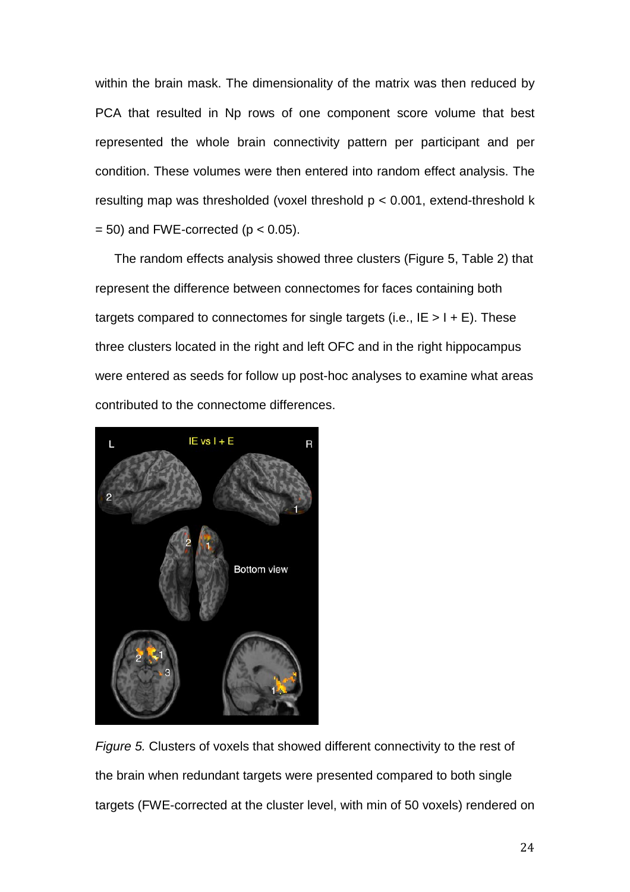within the brain mask. The dimensionality of the matrix was then reduced by PCA that resulted in Np rows of one component score volume that best represented the whole brain connectivity pattern per participant and per condition. These volumes were then entered into random effect analysis. The resulting map was thresholded (voxel threshold $p < 0.001$, extend-threshold $k = 50$) and FWE-corrected ($p < 0.05$).

The random effects analysis showed three clusters (Figure 5, Table 2) that represent the difference between connectomes for faces containing both targets compared to connectomes for single targets (i.e., IE > I + E). These three clusters located in the right and left OFC and in the right hippocampus were entered as seeds for follow up post-hoc analyses to examine what areas contributed to the connectome differences.

*Figure 5.* Clusters of voxels that showed different connectivity to the rest of the brain when redundant targets were presented compared to both single targets (FWE-corrected at the cluster level, with min of 50 voxels) rendered on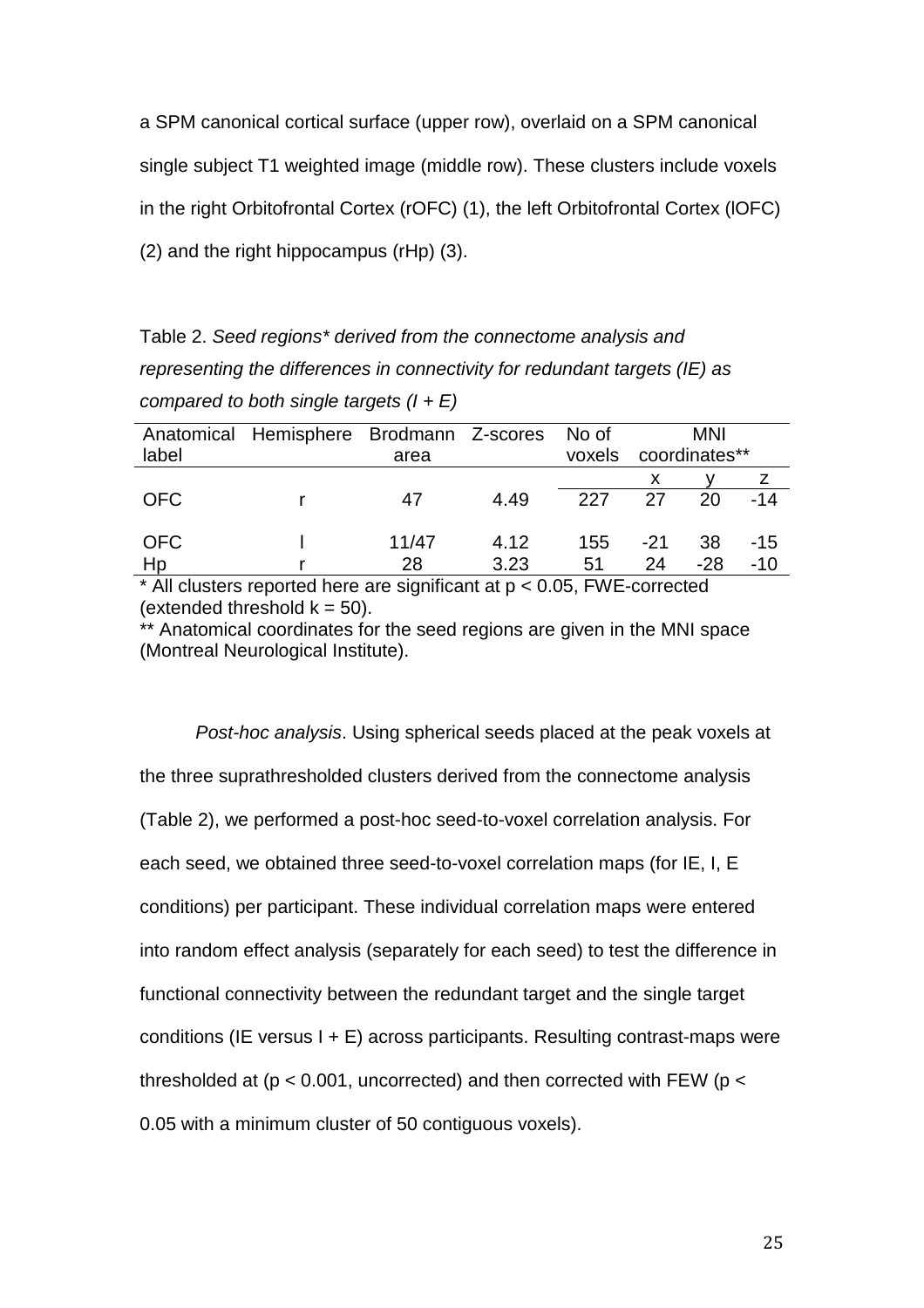a SPM canonical cortical surface (upper row), overlaid on a SPM canonical single subject T1 weighted image (middle row). These clusters include voxels in the right Orbitofrontal Cortex (rOFC) (1), the left Orbitofrontal Cortex (lOFC) (2) and the right hippocampus (rHp) (3).

Table 2. *Seed regions\* derived from the connectome analysis and representing the differences in connectivity for redundant targets (IE) as compared to both single targets (I + E)*

| Anatomical label | Hemisphere | Brodmann area | Z-scores | No of voxels | MNI coordinates** | | |
|---|---|---|---|---|---|---|---|
| | | | | | x | y | z |
| OFC | r | 47 | 4.49 | 227 | 27 | 20 | -14 |
| OFC | l | 11/47 | 4.12 | 155 | -21 | 38 | -15 |
| Hp | r | 28 | 3.23 | 51 | 24 | -28 | -10 |

\* All clusters reported here are significant at $p < 0.05$, FWE-corrected (extended threshold $k = 50$).

\*\* Anatomical coordinates for the seed regions are given in the MNI space (Montreal Neurological Institute).

*Post-hoc analysis*. Using spherical seeds placed at the peak voxels at the three suprathresholded clusters derived from the connectome analysis (Table 2), we performed a post-hoc seed-to-voxel correlation analysis. For each seed, we obtained three seed-to-voxel correlation maps (for IE, I, E conditions) per participant. These individual correlation maps were entered into random effect analysis (separately for each seed) to test the difference in functional connectivity between the redundant target and the single target conditions (IE versus I + E) across participants. Resulting contrast-maps were thresholded at ($p < 0.001$, uncorrected) and then corrected with FEW ($p < 0.05$ with a minimum cluster of 50 contiguous voxels).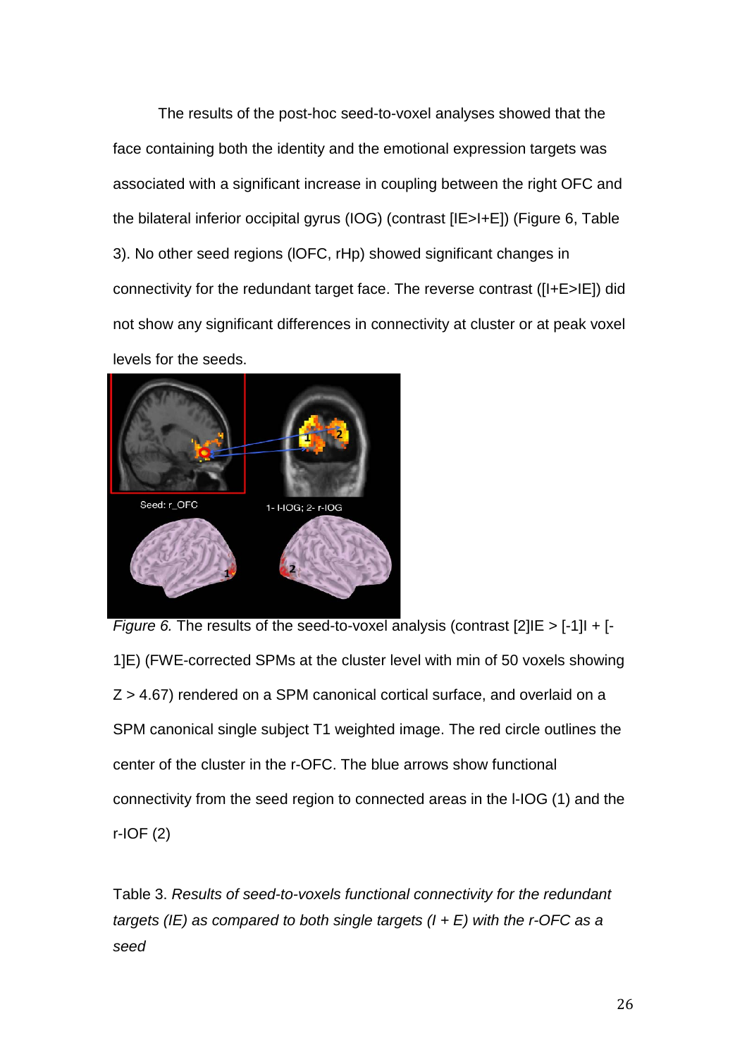The results of the post-hoc seed-to-voxel analyses showed that the face containing both the identity and the emotional expression targets was associated with a significant increase in coupling between the right OFC and the bilateral inferior occipital gyrus (IOG) (contrast [IE>I+E]) (Figure 6, Table 3). No other seed regions (lOFC, rHp) showed significant changes in connectivity for the redundant target face. The reverse contrast ([I+E>IE]) did not show any significant differences in connectivity at cluster or at peak voxel levels for the seeds.

*Figure 6.* The results of the seed-to-voxel analysis (contrast [2]IE > [-1]I + [-1]E) (FWE-corrected SPMs at the cluster level with min of 50 voxels showing Z > 4.67) rendered on a SPM canonical cortical surface, and overlaid on a SPM canonical single subject T1 weighted image. The red circle outlines the center of the cluster in the r-OFC. The blue arrows show functional connectivity from the seed region to connected areas in the l-IOG (1) and the r-IOF (2)

Table 3. *Results of seed-to-voxels functional connectivity for the redundant targets (IE) as compared to both single targets (I + E) with the r-OFC as a seed*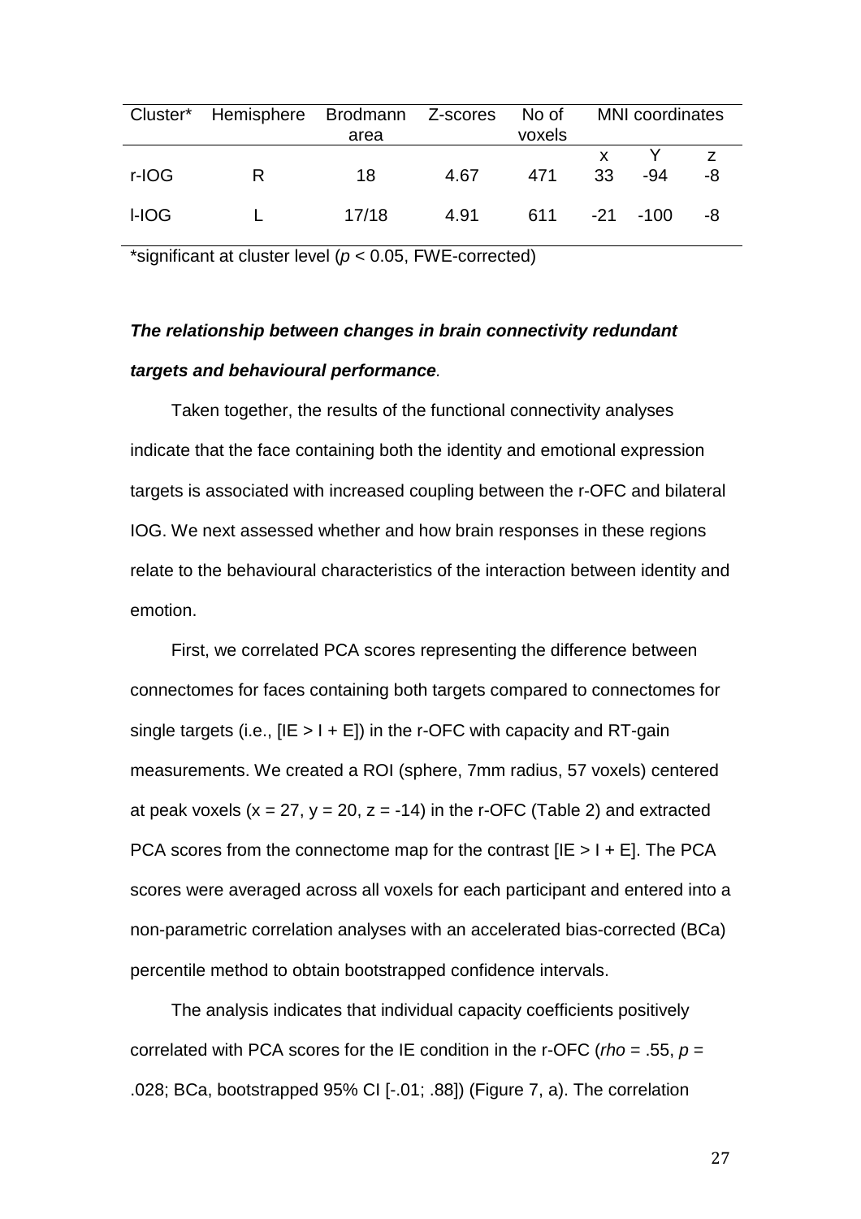| Cluster* | Hemisphere | Brodmann area | Z-scores | No of voxels | MNI coordinates | | |
|---|---|---|---|---|---|---|---|
| | | | | | x | Y | z |
| r-IOG | R | 18 | 4.67 | 471 | 33 | -94 | -8 |
| l-IOG | L | 17/18 | 4.91 | 611 | -21 | -100 | -8 |

*significant at cluster level (*p* < 0.05, FWE-corrected)

***The relationship between changes in brain connectivity redundant targets and behavioural performance*.**

Taken together, the results of the functional connectivity analyses indicate that the face containing both the identity and emotional expression targets is associated with increased coupling between the r-OFC and bilateral IOG. We next assessed whether and how brain responses in these regions relate to the behavioural characteristics of the interaction between identity and emotion.

First, we correlated PCA scores representing the difference between connectomes for faces containing both targets compared to connectomes for single targets (i.e., [IE > I + E]) in the r-OFC with capacity and RT-gain measurements. We created a ROI (sphere, 7mm radius, 57 voxels) centered at peak voxels ($x = 27$, $y = 20$, $z = -14$) in the r-OFC (Table 2) and extracted PCA scores from the connectome map for the contrast [IE > I + E]. The PCA scores were averaged across all voxels for each participant and entered into a non-parametric correlation analyses with an accelerated bias-corrected (BCa) percentile method to obtain bootstrapped confidence intervals.

The analysis indicates that individual capacity coefficients positively correlated with PCA scores for the IE condition in the r-OFC (*rho* = .55, *p* = .028; BCa, bootstrapped 95% CI [-.01; .88]) (Figure 7, a). The correlation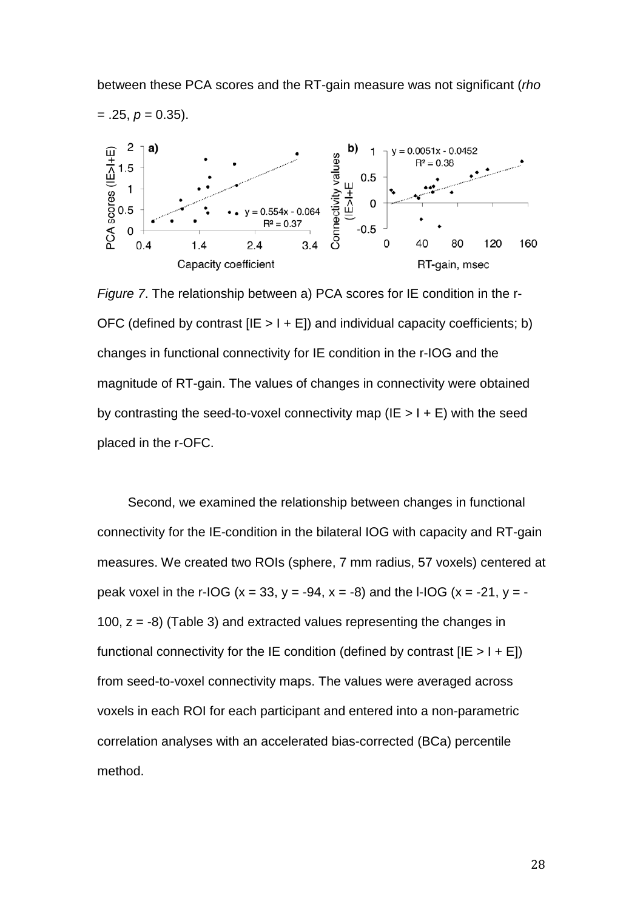between these PCA scores and the RT-gain measure was not significant (*rho* = .25, $p$ = 0.35).

*Figure 7*. The relationship between a) PCA scores for IE condition in the r-OFC (defined by contrast [IE > I + E]) and individual capacity coefficients; b) changes in functional connectivity for IE condition in the r-IOG and the magnitude of RT-gain. The values of changes in connectivity were obtained by contrasting the seed-to-voxel connectivity map (IE > I + E) with the seed placed in the r-OFC.

Second, we examined the relationship between changes in functional connectivity for the IE-condition in the bilateral IOG with capacity and RT-gain measures. We created two ROIs (sphere, 7 mm radius, 57 voxels) centered at peak voxel in the r-IOG (x = 33, y = -94, x = -8) and the l-IOG (x = -21, y = -100, z = -8) (Table 3) and extracted values representing the changes in functional connectivity for the IE condition (defined by contrast [IE > I + E]) from seed-to-voxel connectivity maps. The values were averaged across voxels in each ROI for each participant and entered into a non-parametric correlation analyses with an accelerated bias-corrected (BCa) percentile method.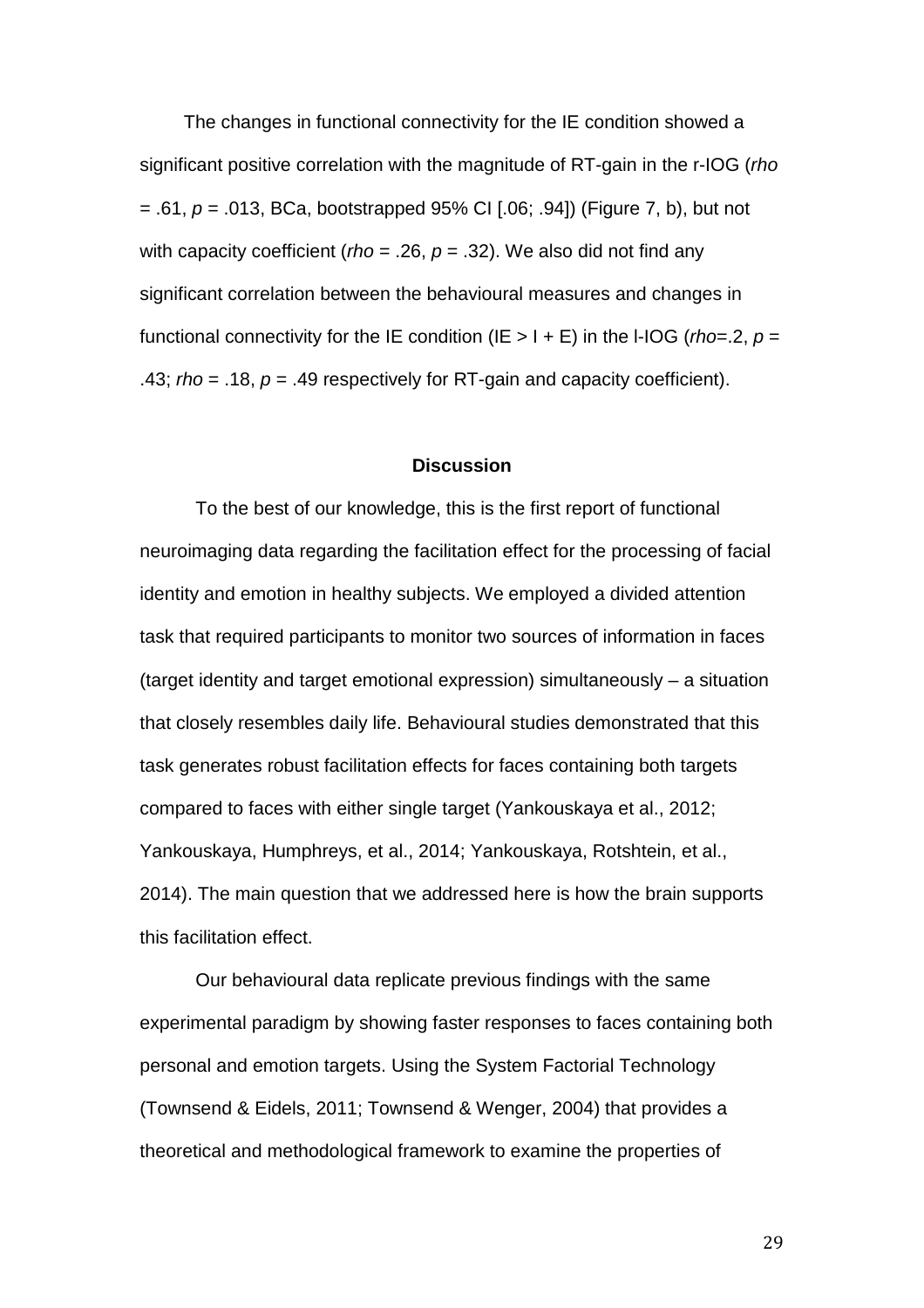The changes in functional connectivity for the IE condition showed a significant positive correlation with the magnitude of RT-gain in the r-IOG (*rho* = .61, *p* = .013, BCa, bootstrapped 95% CI [.06; .94]) (Figure 7, b), but not with capacity coefficient (*rho* = .26, *p* = .32). We also did not find any significant correlation between the behavioural measures and changes in functional connectivity for the IE condition (IE > I + E) in the l-IOG (*rho*=.2, *p* = .43; *rho* = .18, *p* = .49 respectively for RT-gain and capacity coefficient).

## Discussion

To the best of our knowledge, this is the first report of functional neuroimaging data regarding the facilitation effect for the processing of facial identity and emotion in healthy subjects. We employed a divided attention task that required participants to monitor two sources of information in faces (target identity and target emotional expression) simultaneously – a situation that closely resembles daily life. Behavioural studies demonstrated that this task generates robust facilitation effects for faces containing both targets compared to faces with either single target (Yankouskaya et al., 2012; Yankouskaya, Humphreys, et al., 2014; Yankouskaya, Rotshtein, et al., 2014). The main question that we addressed here is how the brain supports this facilitation effect.

Our behavioural data replicate previous findings with the same experimental paradigm by showing faster responses to faces containing both personal and emotion targets. Using the System Factorial Technology (Townsend & Eidels, 2011; Townsend & Wenger, 2004) that provides a theoretical and methodological framework to examine the properties of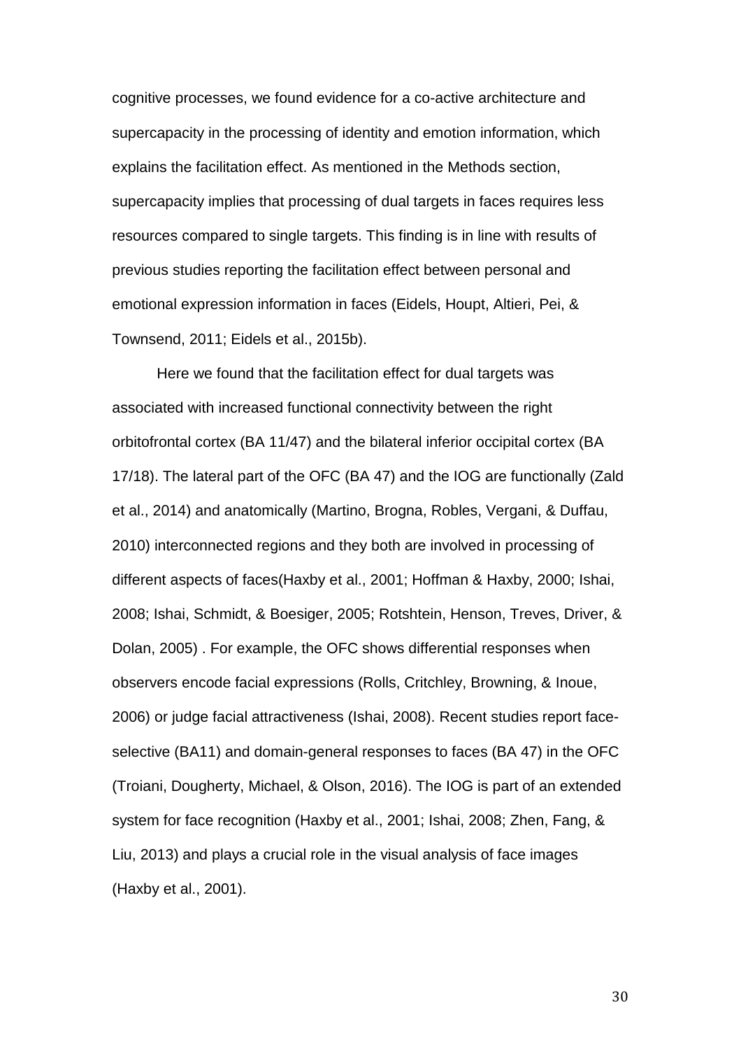cognitive processes, we found evidence for a co-active architecture and supercapacity in the processing of identity and emotion information, which explains the facilitation effect. As mentioned in the Methods section, supercapacity implies that processing of dual targets in faces requires less resources compared to single targets. This finding is in line with results of previous studies reporting the facilitation effect between personal and emotional expression information in faces (Eidels, Houpt, Altieri, Pei, & Townsend, 2011; Eidels et al., 2015b).

Here we found that the facilitation effect for dual targets was associated with increased functional connectivity between the right orbitofrontal cortex (BA 11/47) and the bilateral inferior occipital cortex (BA 17/18). The lateral part of the OFC (BA 47) and the IOG are functionally (Zald et al., 2014) and anatomically (Martino, Brogna, Robles, Vergani, & Duffau, 2010) interconnected regions and they both are involved in processing of different aspects of faces(Haxby et al., 2001; Hoffman & Haxby, 2000; Ishai, 2008; Ishai, Schmidt, & Boesiger, 2005; Rotshtein, Henson, Treves, Driver, & Dolan, 2005) . For example, the OFC shows differential responses when observers encode facial expressions (Rolls, Critchley, Browning, & Inoue, 2006) or judge facial attractiveness (Ishai, 2008). Recent studies report face-selective (BA11) and domain-general responses to faces (BA 47) in the OFC (Troiani, Dougherty, Michael, & Olson, 2016). The IOG is part of an extended system for face recognition (Haxby et al., 2001; Ishai, 2008; Zhen, Fang, & Liu, 2013) and plays a crucial role in the visual analysis of face images (Haxby et al., 2001).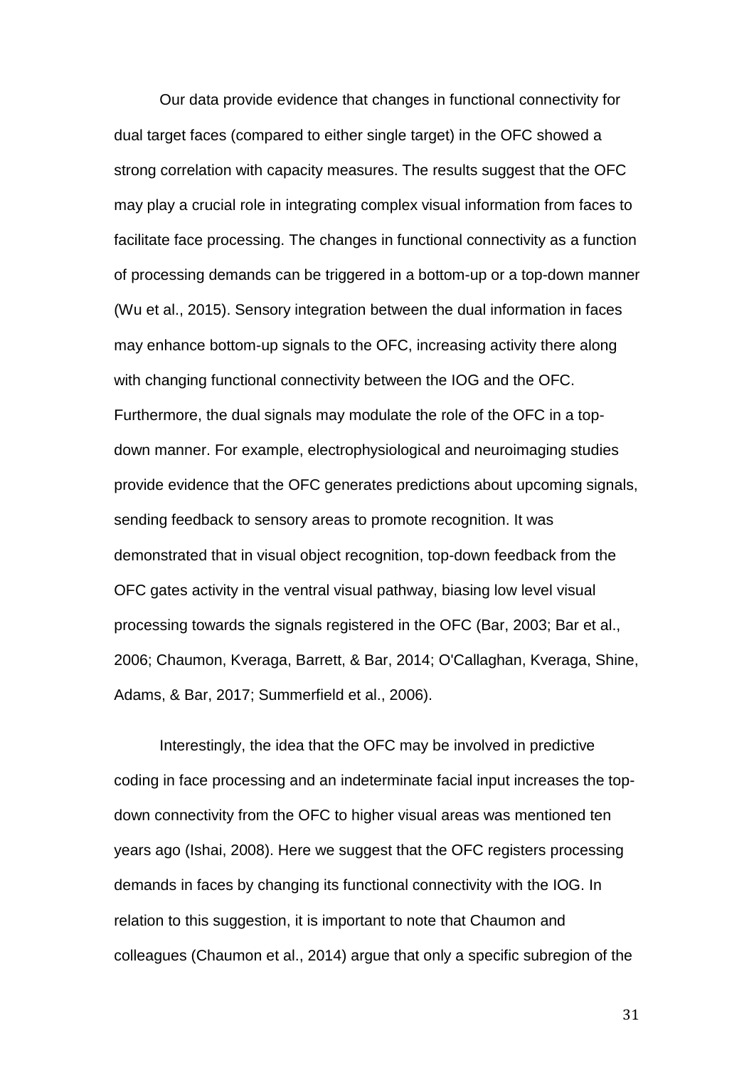Our data provide evidence that changes in functional connectivity for dual target faces (compared to either single target) in the OFC showed a strong correlation with capacity measures. The results suggest that the OFC may play a crucial role in integrating complex visual information from faces to facilitate face processing. The changes in functional connectivity as a function of processing demands can be triggered in a bottom-up or a top-down manner (Wu et al., 2015). Sensory integration between the dual information in faces may enhance bottom-up signals to the OFC, increasing activity there along with changing functional connectivity between the IOG and the OFC. Furthermore, the dual signals may modulate the role of the OFC in a top-down manner. For example, electrophysiological and neuroimaging studies provide evidence that the OFC generates predictions about upcoming signals, sending feedback to sensory areas to promote recognition. It was demonstrated that in visual object recognition, top-down feedback from the OFC gates activity in the ventral visual pathway, biasing low level visual processing towards the signals registered in the OFC (Bar, 2003; Bar et al., 2006; Chaumon, Kveraga, Barrett, & Bar, 2014; O'Callaghan, Kveraga, Shine, Adams, & Bar, 2017; Summerfield et al., 2006).

Interestingly, the idea that the OFC may be involved in predictive coding in face processing and an indeterminate facial input increases the top-down connectivity from the OFC to higher visual areas was mentioned ten years ago (Ishai, 2008). Here we suggest that the OFC registers processing demands in faces by changing its functional connectivity with the IOG. In relation to this suggestion, it is important to note that Chaumon and colleagues (Chaumon et al., 2014) argue that only a specific subregion of the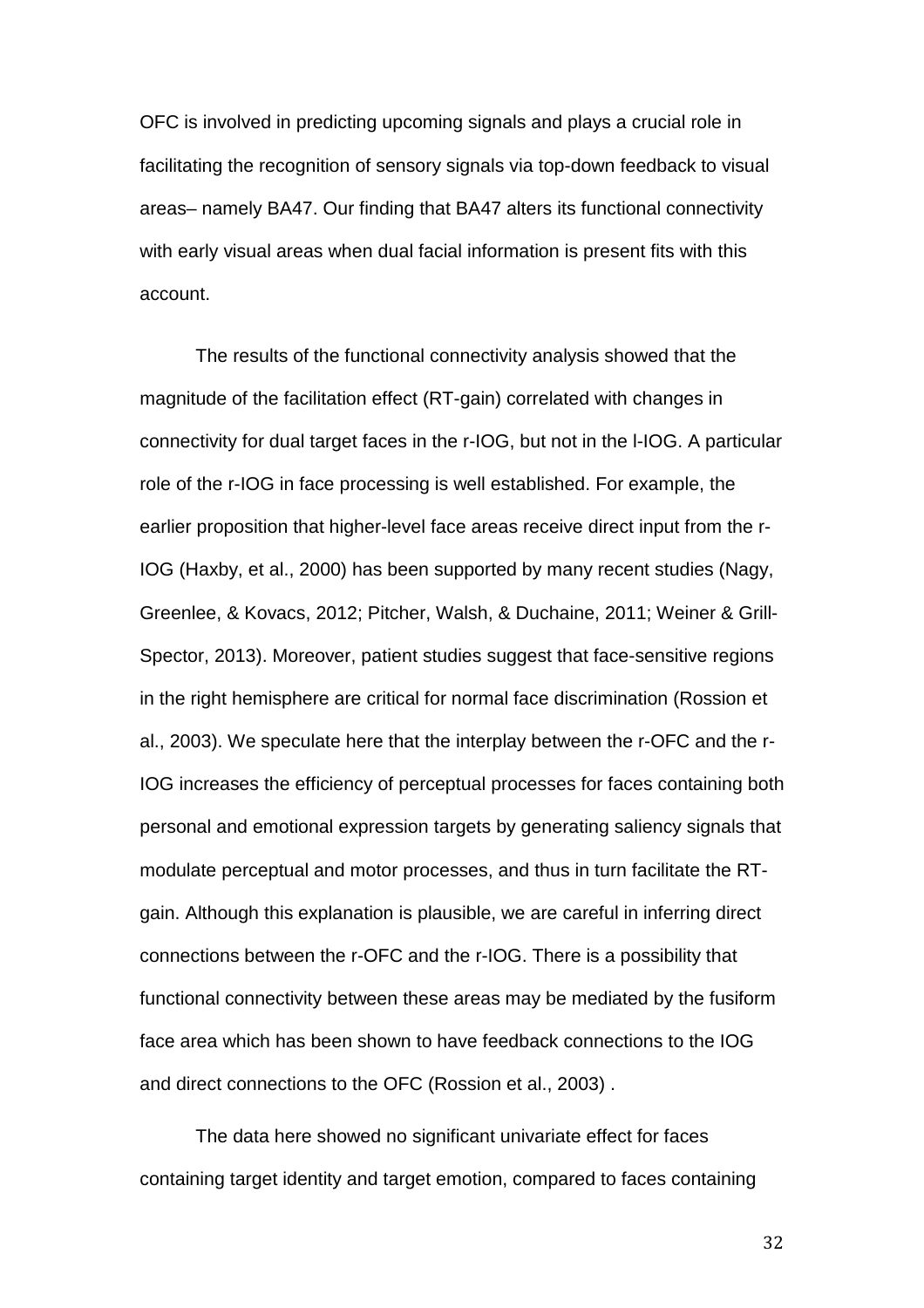OFC is involved in predicting upcoming signals and plays a crucial role in facilitating the recognition of sensory signals via top-down feedback to visual areas– namely BA47. Our finding that BA47 alters its functional connectivity with early visual areas when dual facial information is present fits with this account.

The results of the functional connectivity analysis showed that the magnitude of the facilitation effect (RT-gain) correlated with changes in connectivity for dual target faces in the r-IOG, but not in the l-IOG. A particular role of the r-IOG in face processing is well established. For example, the earlier proposition that higher-level face areas receive direct input from the r-IOG (Haxby, et al., 2000) has been supported by many recent studies (Nagy, Greenlee, & Kovacs, 2012; Pitcher, Walsh, & Duchaine, 2011; Weiner & Grill-Spector, 2013). Moreover, patient studies suggest that face-sensitive regions in the right hemisphere are critical for normal face discrimination (Rossion et al., 2003). We speculate here that the interplay between the r-OFC and the r-IOG increases the efficiency of perceptual processes for faces containing both personal and emotional expression targets by generating saliency signals that modulate perceptual and motor processes, and thus in turn facilitate the RT-gain. Although this explanation is plausible, we are careful in inferring direct connections between the r-OFC and the r-IOG. There is a possibility that functional connectivity between these areas may be mediated by the fusiform face area which has been shown to have feedback connections to the IOG and direct connections to the OFC (Rossion et al., 2003) .

The data here showed no significant univariate effect for faces containing target identity and target emotion, compared to faces containing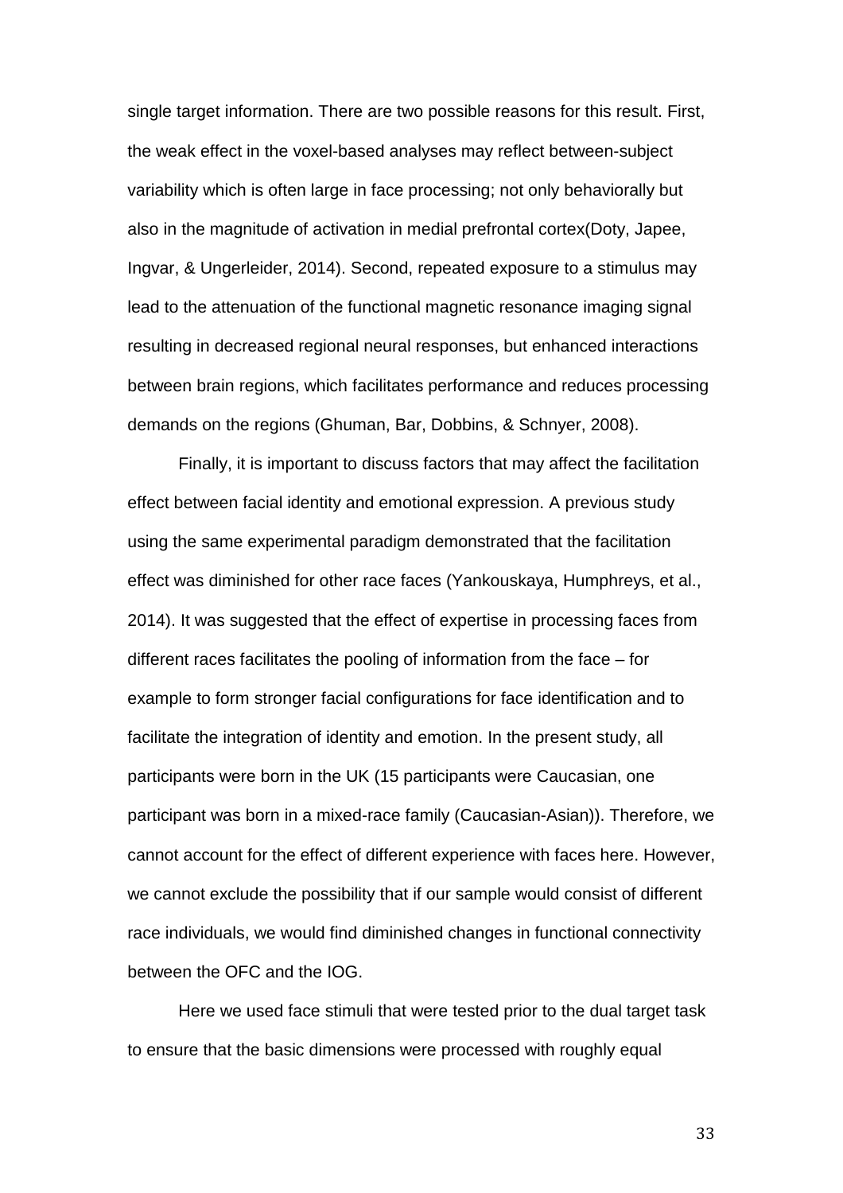single target information. There are two possible reasons for this result. First, the weak effect in the voxel-based analyses may reflect between-subject variability which is often large in face processing; not only behaviorally but also in the magnitude of activation in medial prefrontal cortex(Doty, Japee, Ingvar, & Ungerleider, 2014). Second, repeated exposure to a stimulus may lead to the attenuation of the functional magnetic resonance imaging signal resulting in decreased regional neural responses, but enhanced interactions between brain regions, which facilitates performance and reduces processing demands on the regions (Ghuman, Bar, Dobbins, & Schnyer, 2008).

Finally, it is important to discuss factors that may affect the facilitation effect between facial identity and emotional expression. A previous study using the same experimental paradigm demonstrated that the facilitation effect was diminished for other race faces (Yankouskaya, Humphreys, et al., 2014). It was suggested that the effect of expertise in processing faces from different races facilitates the pooling of information from the face – for example to form stronger facial configurations for face identification and to facilitate the integration of identity and emotion. In the present study, all participants were born in the UK (15 participants were Caucasian, one participant was born in a mixed-race family (Caucasian-Asian)). Therefore, we cannot account for the effect of different experience with faces here. However, we cannot exclude the possibility that if our sample would consist of different race individuals, we would find diminished changes in functional connectivity between the OFC and the IOG.

Here we used face stimuli that were tested prior to the dual target task to ensure that the basic dimensions were processed with roughly equal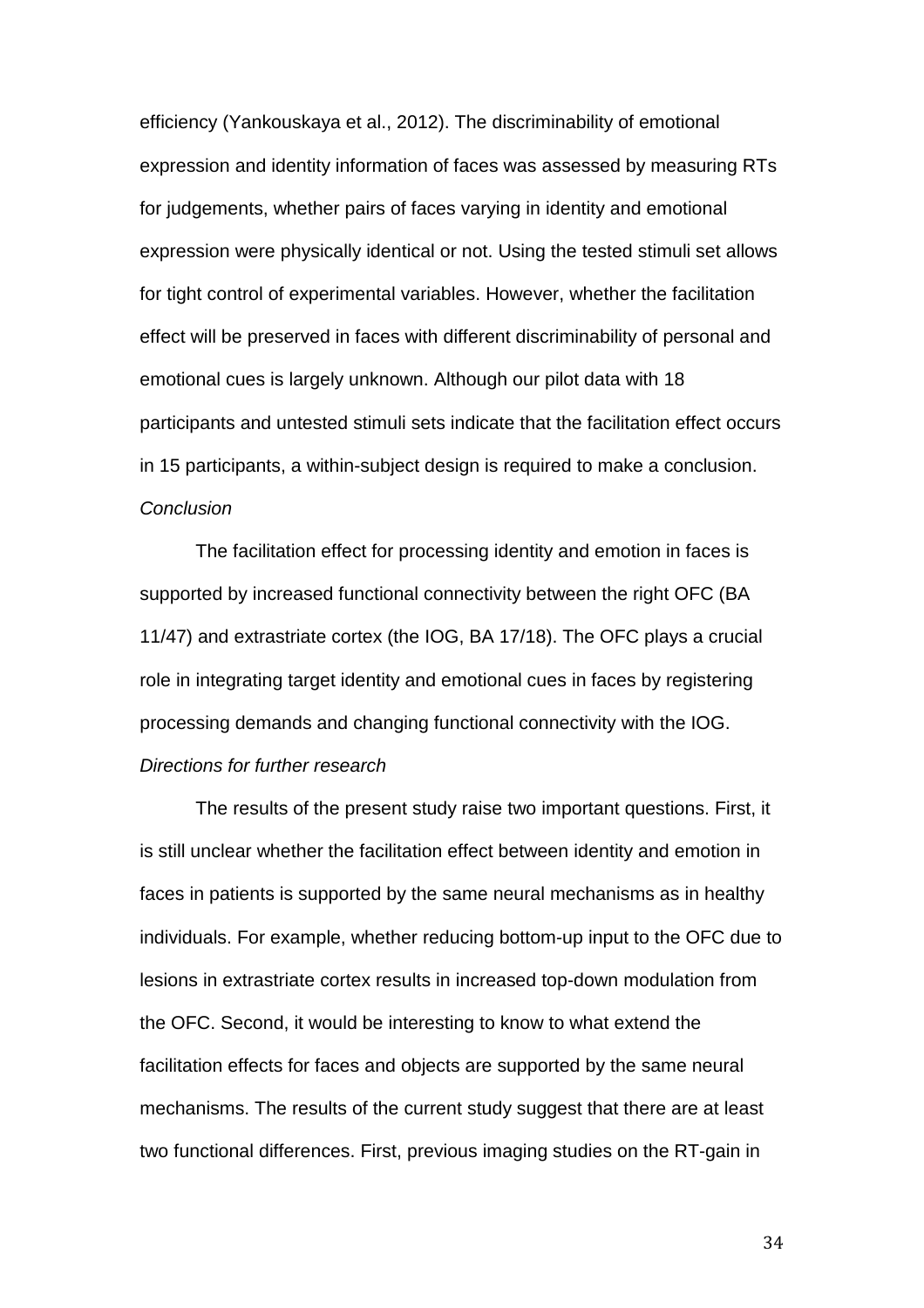efficiency (Yankouskaya et al., 2012). The discriminability of emotional expression and identity information of faces was assessed by measuring RTs for judgements, whether pairs of faces varying in identity and emotional expression were physically identical or not. Using the tested stimuli set allows for tight control of experimental variables. However, whether the facilitation effect will be preserved in faces with different discriminability of personal and emotional cues is largely unknown. Although our pilot data with 18 participants and untested stimuli sets indicate that the facilitation effect occurs in 15 participants, a within-subject design is required to make a conclusion.

*Conclusion*

The facilitation effect for processing identity and emotion in faces is supported by increased functional connectivity between the right OFC (BA 11/47) and extrastriate cortex (the IOG, BA 17/18). The OFC plays a crucial role in integrating target identity and emotional cues in faces by registering processing demands and changing functional connectivity with the IOG.

*Directions for further research*

The results of the present study raise two important questions. First, it is still unclear whether the facilitation effect between identity and emotion in faces in patients is supported by the same neural mechanisms as in healthy individuals. For example, whether reducing bottom-up input to the OFC due to lesions in extrastriate cortex results in increased top-down modulation from the OFC. Second, it would be interesting to know to what extend the facilitation effects for faces and objects are supported by the same neural mechanisms. The results of the current study suggest that there are at least two functional differences. First, previous imaging studies on the RT-gain in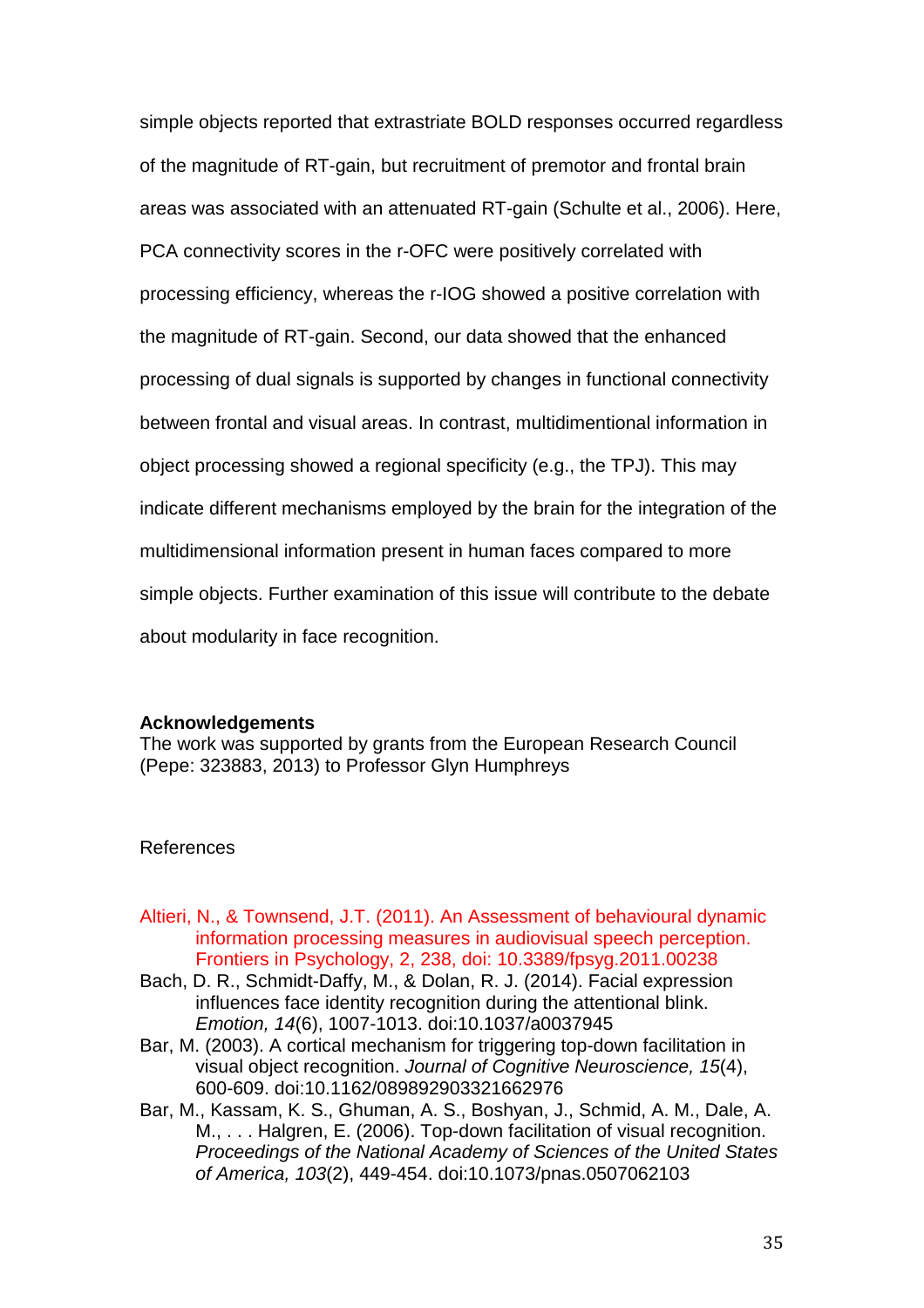simple objects reported that extrastriate BOLD responses occurred regardless of the magnitude of RT-gain, but recruitment of premotor and frontal brain areas was associated with an attenuated RT-gain (Schulte et al., 2006). Here, PCA connectivity scores in the r-OFC were positively correlated with processing efficiency, whereas the r-IOG showed a positive correlation with the magnitude of RT-gain. Second, our data showed that the enhanced processing of dual signals is supported by changes in functional connectivity between frontal and visual areas. In contrast, multidimentional information in object processing showed a regional specificity (e.g., the TPJ). This may indicate different mechanisms employed by the brain for the integration of the multidimensional information present in human faces compared to more simple objects. Further examination of this issue will contribute to the debate about modularity in face recognition.

**Acknowledgements**

The work was supported by grants from the European Research Council (Pepe: 323883, 2013) to Professor Glyn Humphreys

References

Altieri, N., & Townsend, J.T. (2011). An Assessment of behavioural dynamic information processing measures in audiovisual speech perception. Frontiers in Psychology, 2, 238, doi: 10.3389/fpsyg.2011.00238

Bach, D. R., Schmidt-Daffy, M., & Dolan, R. J. (2014). Facial expression influences face identity recognition during the attentional blink. *Emotion, 14*(6), 1007-1013. doi:10.1037/a0037945

Bar, M. (2003). A cortical mechanism for triggering top-down facilitation in visual object recognition. *Journal of Cognitive Neuroscience, 15*(4), 600-609. doi:10.1162/089892903321662976

Bar, M., Kassam, K. S., Ghuman, A. S., Boshyan, J., Schmid, A. M., Dale, A. M., . . . Halgren, E. (2006). Top-down facilitation of visual recognition. *Proceedings of the National Academy of Sciences of the United States of America, 103*(2), 449-454. doi:10.1073/pnas.0507062103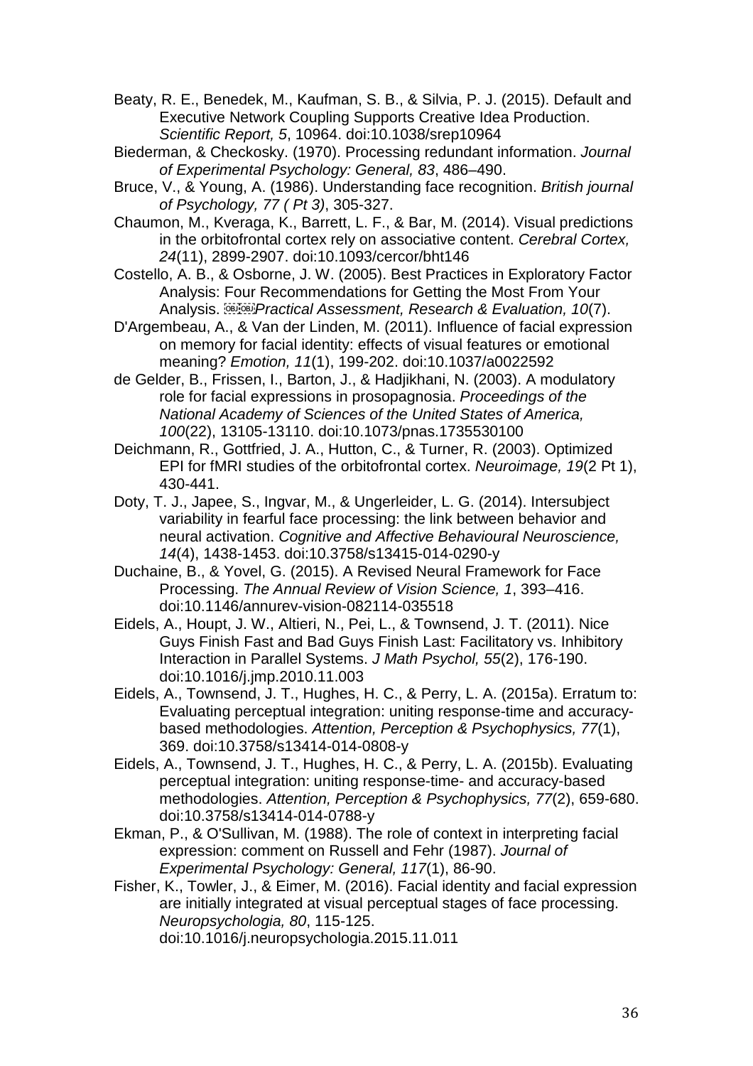Beaty, R. E., Benedek, M., Kaufman, S. B., & Silvia, P. J. (2015). Default and Executive Network Coupling Supports Creative Idea Production. *Scientific Report, 5*, 10964. doi:10.1038/srep10964

Biederman, & Checkosky. (1970). Processing redundant information. *Journal of Experimental Psychology: General, 83*, 486–490.

Bruce, V., & Young, A. (1986). Understanding face recognition. *British journal of Psychology, 77 ( Pt 3)*, 305-327.

Chaumon, M., Kveraga, K., Barrett, L. F., & Bar, M. (2014). Visual predictions in the orbitofrontal cortex rely on associative content. *Cerebral Cortex, 24*(11), 2899-2907. doi:10.1093/cercor/bht146

Costello, A. B., & Osborne, J. W. (2005). Best Practices in Exploratory Factor Analysis: Four Recommendations for Getting the Most From Your Analysis. *Practical Assessment, Research & Evaluation, 10*(7).

D'Argembeau, A., & Van der Linden, M. (2011). Influence of facial expression on memory for facial identity: effects of visual features or emotional meaning? *Emotion, 11*(1), 199-202. doi:10.1037/a0022592

de Gelder, B., Frissen, I., Barton, J., & Hadjikhani, N. (2003). A modulatory role for facial expressions in prosopagnosia. *Proceedings of the National Academy of Sciences of the United States of America, 100*(22), 13105-13110. doi:10.1073/pnas.1735530100

Deichmann, R., Gottfried, J. A., Hutton, C., & Turner, R. (2003). Optimized EPI for fMRI studies of the orbitofrontal cortex. *Neuroimage, 19*(2 Pt 1), 430-441.

Doty, T. J., Japee, S., Ingvar, M., & Ungerleider, L. G. (2014). Intersubject variability in fearful face processing: the link between behavior and neural activation. *Cognitive and Affective Behavioural Neuroscience, 14*(4), 1438-1453. doi:10.3758/s13415-014-0290-y

Duchaine, B., & Yovel, G. (2015). A Revised Neural Framework for Face Processing. *The Annual Review of Vision Science, 1*, 393–416. doi:10.1146/annurev-vision-082114-035518

Eidels, A., Houpt, J. W., Altieri, N., Pei, L., & Townsend, J. T. (2011). Nice Guys Finish Fast and Bad Guys Finish Last: Facilitatory vs. Inhibitory Interaction in Parallel Systems. *J Math Psychol, 55*(2), 176-190. doi:10.1016/j.jmp.2010.11.003

Eidels, A., Townsend, J. T., Hughes, H. C., & Perry, L. A. (2015a). Erratum to: Evaluating perceptual integration: uniting response-time and accuracy-based methodologies. *Attention, Perception & Psychophysics, 77*(1), 369. doi:10.3758/s13414-014-0808-y

Eidels, A., Townsend, J. T., Hughes, H. C., & Perry, L. A. (2015b). Evaluating perceptual integration: uniting response-time- and accuracy-based methodologies. *Attention, Perception & Psychophysics, 77*(2), 659-680. doi:10.3758/s13414-014-0788-y

Ekman, P., & O'Sullivan, M. (1988). The role of context in interpreting facial expression: comment on Russell and Fehr (1987). *Journal of Experimental Psychology: General, 117*(1), 86-90.

Fisher, K., Towler, J., & Eimer, M. (2016). Facial identity and facial expression are initially integrated at visual perceptual stages of face processing. *Neuropsychologia, 80*, 115-125. doi:10.1016/j.neuropsychologia.2015.11.011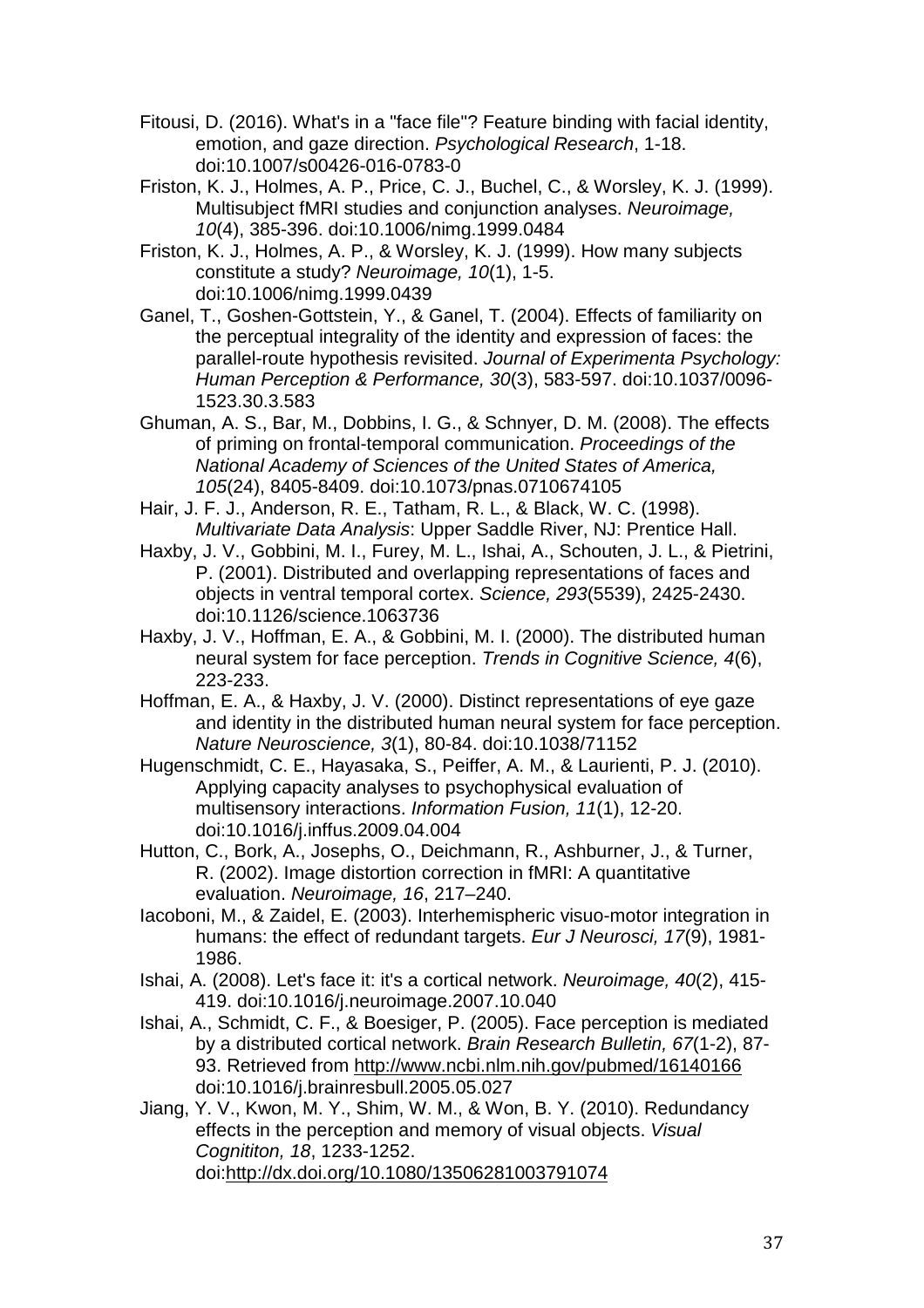Fitousi, D. (2016). What's in a "face file"? Feature binding with facial identity, emotion, and gaze direction. *Psychological Research*, 1-18. doi:10.1007/s00426-016-0783-0

Friston, K. J., Holmes, A. P., Price, C. J., Buchel, C., & Worsley, K. J. (1999). Multisubject fMRI studies and conjunction analyses. *Neuroimage, 10*(4), 385-396. doi:10.1006/nimg.1999.0484

Friston, K. J., Holmes, A. P., & Worsley, K. J. (1999). How many subjects constitute a study? *Neuroimage, 10*(1), 1-5. doi:10.1006/nimg.1999.0439

Ganel, T., Goshen-Gottstein, Y., & Ganel, T. (2004). Effects of familiarity on the perceptual integrality of the identity and expression of faces: the parallel-route hypothesis revisited. *Journal of Experimenta Psychology: Human Perception & Performance, 30*(3), 583-597. doi:10.1037/0096-1523.30.3.583

Ghuman, A. S., Bar, M., Dobbins, I. G., & Schnyer, D. M. (2008). The effects of priming on frontal-temporal communication. *Proceedings of the National Academy of Sciences of the United States of America, 105*(24), 8405-8409. doi:10.1073/pnas.0710674105

Hair, J. F. J., Anderson, R. E., Tatham, R. L., & Black, W. C. (1998). *Multivariate Data Analysis*: Upper Saddle River, NJ: Prentice Hall.

Haxby, J. V., Gobbini, M. I., Furey, M. L., Ishai, A., Schouten, J. L., & Pietrini, P. (2001). Distributed and overlapping representations of faces and objects in ventral temporal cortex. *Science, 293*(5539), 2425-2430. doi:10.1126/science.1063736

Haxby, J. V., Hoffman, E. A., & Gobbini, M. I. (2000). The distributed human neural system for face perception. *Trends in Cognitive Science, 4*(6), 223-233.

Hoffman, E. A., & Haxby, J. V. (2000). Distinct representations of eye gaze and identity in the distributed human neural system for face perception. *Nature Neuroscience, 3*(1), 80-84. doi:10.1038/71152

Hugenschmidt, C. E., Hayasaka, S., Peiffer, A. M., & Laurienti, P. J. (2010). Applying capacity analyses to psychophysical evaluation of multisensory interactions. *Information Fusion, 11*(1), 12-20. doi:10.1016/j.inffus.2009.04.004

Hutton, C., Bork, A., Josephs, O., Deichmann, R., Ashburner, J., & Turner, R. (2002). Image distortion correction in fMRI: A quantitative evaluation. *Neuroimage, 16*, 217–240.

Iacoboni, M., & Zaidel, E. (2003). Interhemispheric visuo-motor integration in humans: the effect of redundant targets. *Eur J Neurosci, 17*(9), 1981-1986.

Ishai, A. (2008). Let's face it: it's a cortical network. *Neuroimage, 40*(2), 415-419. doi:10.1016/j.neuroimage.2007.10.040

Ishai, A., Schmidt, C. F., & Boesiger, P. (2005). Face perception is mediated by a distributed cortical network. *Brain Research Bulletin, 67*(1-2), 87-93. Retrieved from http://www.ncbi.nlm.nih.gov/pubmed/16140166 doi:10.1016/j.brainresbull.2005.05.027

Jiang, Y. V., Kwon, M. Y., Shim, W. M., & Won, B. Y. (2010). Redundancy effects in the perception and memory of visual objects. *Visual Cognititon, 18*, 1233-1252. doi:http://dx.doi.org/10.1080/13506281003791074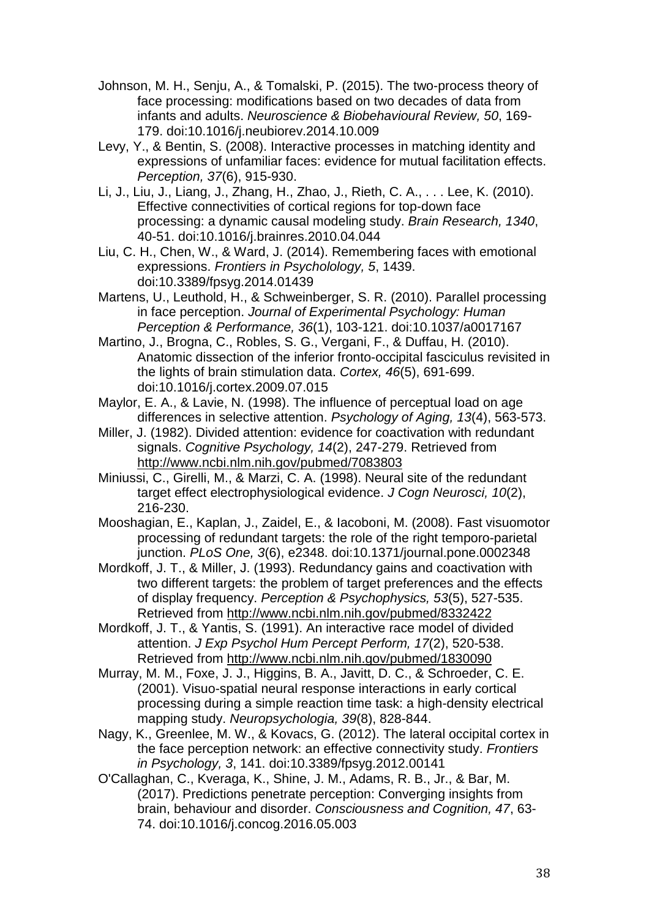Johnson, M. H., Senju, A., & Tomalski, P. (2015). The two-process theory of face processing: modifications based on two decades of data from infants and adults. *Neuroscience & Biobehavioural Review, 50*, 169-179. doi:10.1016/j.neubiorev.2014.10.009

Levy, Y., & Bentin, S. (2008). Interactive processes in matching identity and expressions of unfamiliar faces: evidence for mutual facilitation effects. *Perception, 37*(6), 915-930.

Li, J., Liu, J., Liang, J., Zhang, H., Zhao, J., Rieth, C. A., . . . Lee, K. (2010). Effective connectivities of cortical regions for top-down face processing: a dynamic causal modeling study. *Brain Research, 1340*, 40-51. doi:10.1016/j.brainres.2010.04.044

Liu, C. H., Chen, W., & Ward, J. (2014). Remembering faces with emotional expressions. *Frontiers in Psycholology, 5*, 1439. doi:10.3389/fpsyg.2014.01439

Martens, U., Leuthold, H., & Schweinberger, S. R. (2010). Parallel processing in face perception. *Journal of Experimental Psychology: Human Perception & Performance, 36*(1), 103-121. doi:10.1037/a0017167

Martino, J., Brogna, C., Robles, S. G., Vergani, F., & Duffau, H. (2010). Anatomic dissection of the inferior fronto-occipital fasciculus revisited in the lights of brain stimulation data. *Cortex, 46*(5), 691-699. doi:10.1016/j.cortex.2009.07.015

Maylor, E. A., & Lavie, N. (1998). The influence of perceptual load on age differences in selective attention. *Psychology of Aging, 13*(4), 563-573.

Miller, J. (1982). Divided attention: evidence for coactivation with redundant signals. *Cognitive Psychology, 14*(2), 247-279. Retrieved from http://www.ncbi.nlm.nih.gov/pubmed/7083803

Miniussi, C., Girelli, M., & Marzi, C. A. (1998). Neural site of the redundant target effect electrophysiological evidence. *J Cogn Neurosci, 10*(2), 216-230.

Mooshagian, E., Kaplan, J., Zaidel, E., & Iacoboni, M. (2008). Fast visuomotor processing of redundant targets: the role of the right temporo-parietal junction. *PLoS One, 3*(6), e2348. doi:10.1371/journal.pone.0002348

Mordkoff, J. T., & Miller, J. (1993). Redundancy gains and coactivation with two different targets: the problem of target preferences and the effects of display frequency. *Perception & Psychophysics, 53*(5), 527-535. Retrieved from http://www.ncbi.nlm.nih.gov/pubmed/8332422

Mordkoff, J. T., & Yantis, S. (1991). An interactive race model of divided attention. *J Exp Psychol Hum Percept Perform, 17*(2), 520-538. Retrieved from http://www.ncbi.nlm.nih.gov/pubmed/1830090

Murray, M. M., Foxe, J. J., Higgins, B. A., Javitt, D. C., & Schroeder, C. E. (2001). Visuo-spatial neural response interactions in early cortical processing during a simple reaction time task: a high-density electrical mapping study. *Neuropsychologia, 39*(8), 828-844.

Nagy, K., Greenlee, M. W., & Kovacs, G. (2012). The lateral occipital cortex in the face perception network: an effective connectivity study. *Frontiers in Psychology, 3*, 141. doi:10.3389/fpsyg.2012.00141

O'Callaghan, C., Kveraga, K., Shine, J. M., Adams, R. B., Jr., & Bar, M. (2017). Predictions penetrate perception: Converging insights from brain, behaviour and disorder. *Consciousness and Cognition, 47*, 63-74. doi:10.1016/j.concog.2016.05.003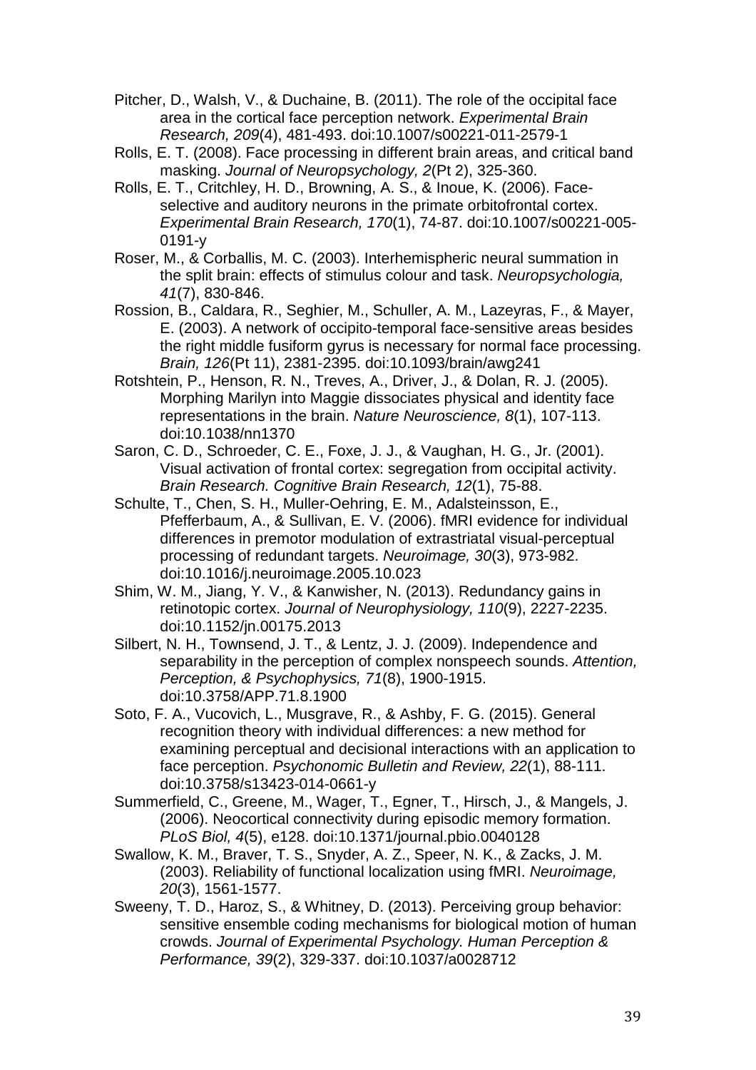Pitcher, D., Walsh, V., & Duchaine, B. (2011). The role of the occipital face area in the cortical face perception network. *Experimental Brain Research, 209*(4), 481-493. doi:10.1007/s00221-011-2579-1

Rolls, E. T. (2008). Face processing in different brain areas, and critical band masking. *Journal of Neuropsychology, 2*(Pt 2), 325-360.

Rolls, E. T., Critchley, H. D., Browning, A. S., & Inoue, K. (2006). Face-selective and auditory neurons in the primate orbitofrontal cortex. *Experimental Brain Research, 170*(1), 74-87. doi:10.1007/s00221-005-0191-y

Roser, M., & Corballis, M. C. (2003). Interhemispheric neural summation in the split brain: effects of stimulus colour and task. *Neuropsychologia, 41*(7), 830-846.

Rossion, B., Caldara, R., Seghier, M., Schuller, A. M., Lazeyras, F., & Mayer, E. (2003). A network of occipito-temporal face-sensitive areas besides the right middle fusiform gyrus is necessary for normal face processing. *Brain, 126*(Pt 11), 2381-2395. doi:10.1093/brain/awg241

Rotshtein, P., Henson, R. N., Treves, A., Driver, J., & Dolan, R. J. (2005). Morphing Marilyn into Maggie dissociates physical and identity face representations in the brain. *Nature Neuroscience, 8*(1), 107-113. doi:10.1038/nn1370

Saron, C. D., Schroeder, C. E., Foxe, J. J., & Vaughan, H. G., Jr. (2001). Visual activation of frontal cortex: segregation from occipital activity. *Brain Research. Cognitive Brain Research, 12*(1), 75-88.

Schulte, T., Chen, S. H., Muller-Oehring, E. M., Adalsteinsson, E., Pfefferbaum, A., & Sullivan, E. V. (2006). fMRI evidence for individual differences in premotor modulation of extrastriatal visual-perceptual processing of redundant targets. *Neuroimage, 30*(3), 973-982. doi:10.1016/j.neuroimage.2005.10.023

Shim, W. M., Jiang, Y. V., & Kanwisher, N. (2013). Redundancy gains in retinotopic cortex. *Journal of Neurophysiology, 110*(9), 2227-2235. doi:10.1152/jn.00175.2013

Silbert, N. H., Townsend, J. T., & Lentz, J. J. (2009). Independence and separability in the perception of complex nonspeech sounds. *Attention, Perception, & Psychophysics, 71*(8), 1900-1915. doi:10.3758/APP.71.8.1900

Soto, F. A., Vucovich, L., Musgrave, R., & Ashby, F. G. (2015). General recognition theory with individual differences: a new method for examining perceptual and decisional interactions with an application to face perception. *Psychonomic Bulletin and Review, 22*(1), 88-111. doi:10.3758/s13423-014-0661-y

Summerfield, C., Greene, M., Wager, T., Egner, T., Hirsch, J., & Mangels, J. (2006). Neocortical connectivity during episodic memory formation. *PLoS Biol, 4*(5), e128. doi:10.1371/journal.pbio.0040128

Swallow, K. M., Braver, T. S., Snyder, A. Z., Speer, N. K., & Zacks, J. M. (2003). Reliability of functional localization using fMRI. *Neuroimage, 20*(3), 1561-1577.

Sweeny, T. D., Haroz, S., & Whitney, D. (2013). Perceiving group behavior: sensitive ensemble coding mechanisms for biological motion of human crowds. *Journal of Experimental Psychology. Human Perception & Performance, 39*(2), 329-337. doi:10.1037/a0028712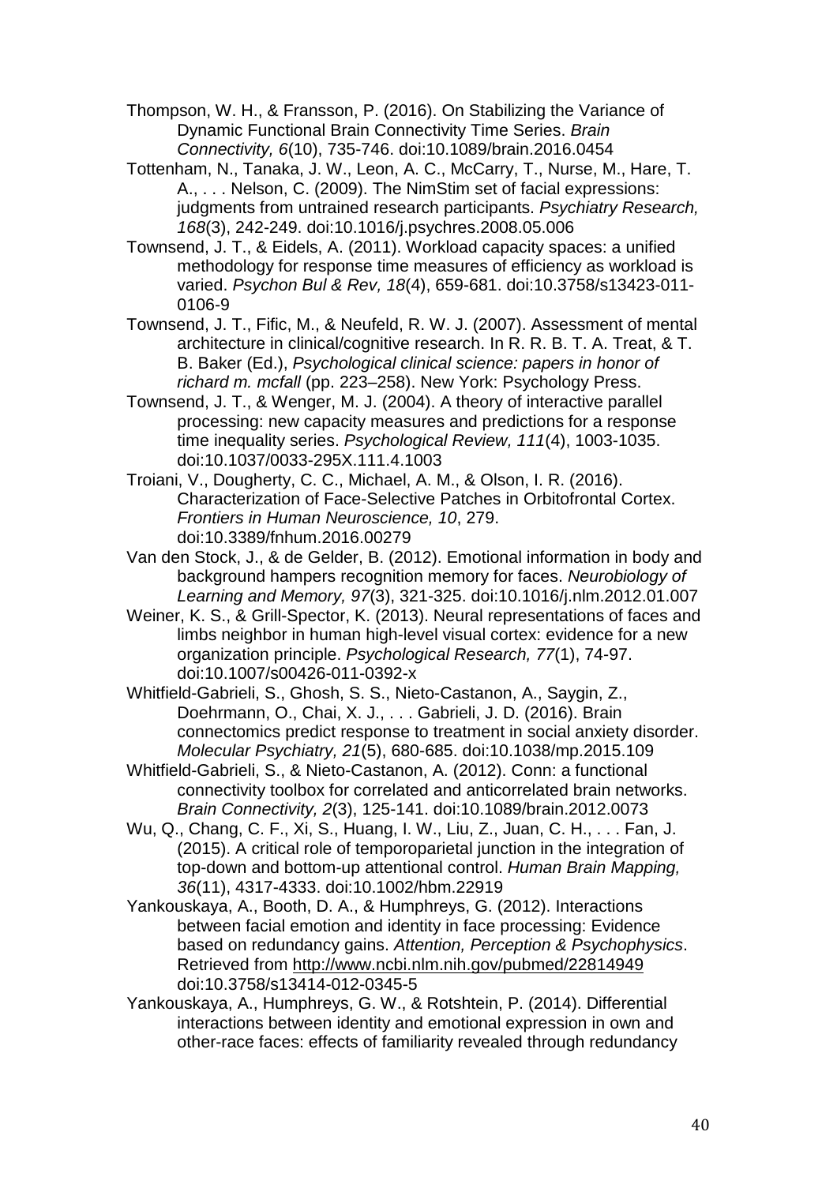Thompson, W. H., & Fransson, P. (2016). On Stabilizing the Variance of Dynamic Functional Brain Connectivity Time Series. *Brain Connectivity, 6*(10), 735-746. doi:10.1089/brain.2016.0454

Tottenham, N., Tanaka, J. W., Leon, A. C., McCarry, T., Nurse, M., Hare, T. A., . . . Nelson, C. (2009). The NimStim set of facial expressions: judgments from untrained research participants. *Psychiatry Research, 168*(3), 242-249. doi:10.1016/j.psychres.2008.05.006

Townsend, J. T., & Eidels, A. (2011). Workload capacity spaces: a unified methodology for response time measures of efficiency as workload is varied. *Psychon Bul & Rev, 18*(4), 659-681. doi:10.3758/s13423-011-0106-9

Townsend, J. T., Fific, M., & Neufeld, R. W. J. (2007). Assessment of mental architecture in clinical/cognitive research. In R. R. B. T. A. Treat, & T. B. Baker (Ed.), *Psychological clinical science: papers in honor of richard m. mcfall* (pp. 223–258). New York: Psychology Press.

Townsend, J. T., & Wenger, M. J. (2004). A theory of interactive parallel processing: new capacity measures and predictions for a response time inequality series. *Psychological Review, 111*(4), 1003-1035. doi:10.1037/0033-295X.111.4.1003

Troiani, V., Dougherty, C. C., Michael, A. M., & Olson, I. R. (2016). Characterization of Face-Selective Patches in Orbitofrontal Cortex. *Frontiers in Human Neuroscience, 10*, 279. doi:10.3389/fnhum.2016.00279

Van den Stock, J., & de Gelder, B. (2012). Emotional information in body and background hampers recognition memory for faces. *Neurobiology of Learning and Memory, 97*(3), 321-325. doi:10.1016/j.nlm.2012.01.007

Weiner, K. S., & Grill-Spector, K. (2013). Neural representations of faces and limbs neighbor in human high-level visual cortex: evidence for a new organization principle. *Psychological Research, 77*(1), 74-97. doi:10.1007/s00426-011-0392-x

Whitfield-Gabrieli, S., Ghosh, S. S., Nieto-Castanon, A., Saygin, Z., Doehrmann, O., Chai, X. J., . . . Gabrieli, J. D. (2016). Brain connectomics predict response to treatment in social anxiety disorder. *Molecular Psychiatry, 21*(5), 680-685. doi:10.1038/mp.2015.109

Whitfield-Gabrieli, S., & Nieto-Castanon, A. (2012). Conn: a functional connectivity toolbox for correlated and anticorrelated brain networks. *Brain Connectivity, 2*(3), 125-141. doi:10.1089/brain.2012.0073

Wu, Q., Chang, C. F., Xi, S., Huang, I. W., Liu, Z., Juan, C. H., . . . Fan, J. (2015). A critical role of temporoparietal junction in the integration of top-down and bottom-up attentional control. *Human Brain Mapping, 36*(11), 4317-4333. doi:10.1002/hbm.22919

Yankouskaya, A., Booth, D. A., & Humphreys, G. (2012). Interactions between facial emotion and identity in face processing: Evidence based on redundancy gains. *Attention, Perception & Psychophysics*. Retrieved from http://www.ncbi.nlm.nih.gov/pubmed/22814949 doi:10.3758/s13414-012-0345-5

Yankouskaya, A., Humphreys, G. W., & Rotshtein, P. (2014). Differential interactions between identity and emotional expression in own and other-race faces: effects of familiarity revealed through redundancy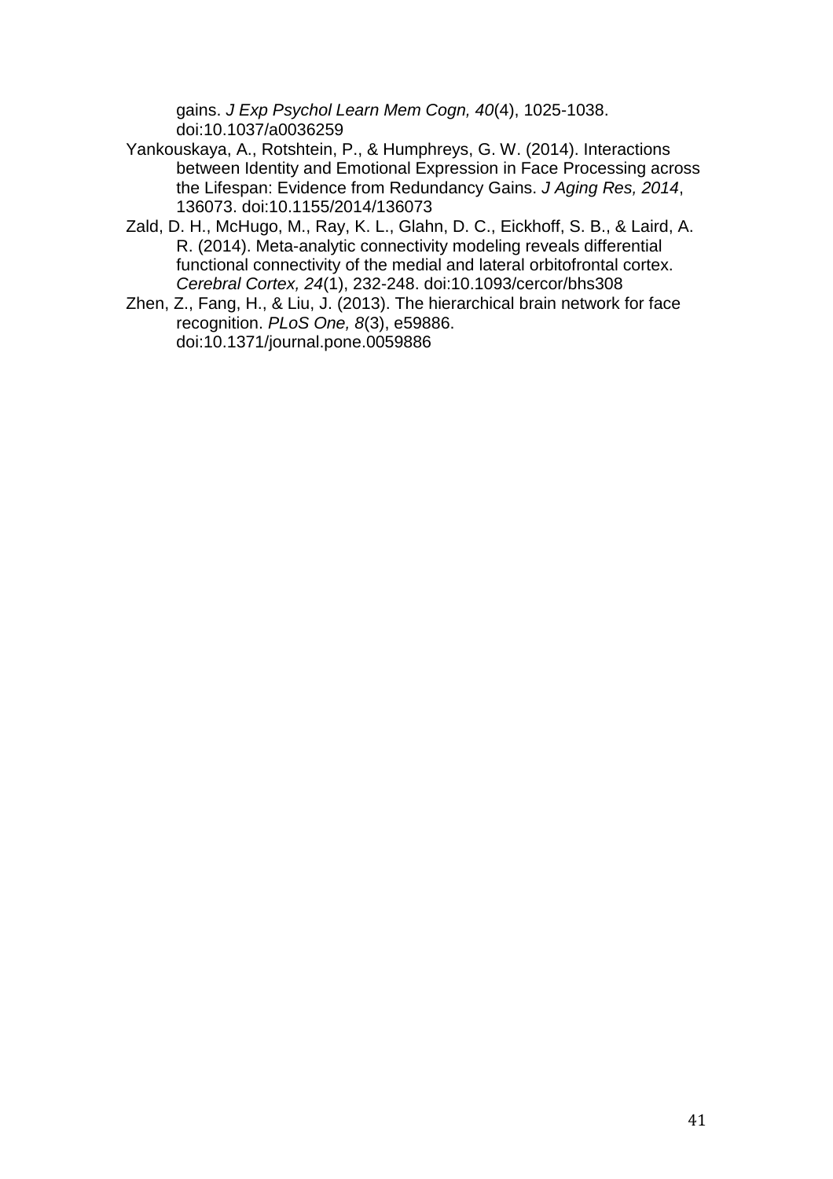gains. *J Exp Psychol Learn Mem Cogn, 40*(4), 1025-1038. doi:10.1037/a0036259

Yankouskaya, A., Rotshtein, P., & Humphreys, G. W. (2014). Interactions between Identity and Emotional Expression in Face Processing across the Lifespan: Evidence from Redundancy Gains. *J Aging Res, 2014*, 136073. doi:10.1155/2014/136073

Zald, D. H., McHugo, M., Ray, K. L., Glahn, D. C., Eickhoff, S. B., & Laird, A. R. (2014). Meta-analytic connectivity modeling reveals differential functional connectivity of the medial and lateral orbitofrontal cortex. *Cerebral Cortex, 24*(1), 232-248. doi:10.1093/cercor/bhs308

Zhen, Z., Fang, H., & Liu, J. (2013). The hierarchical brain network for face recognition. *PLoS One, 8*(3), e59886. doi:10.1371/journal.pone.0059886